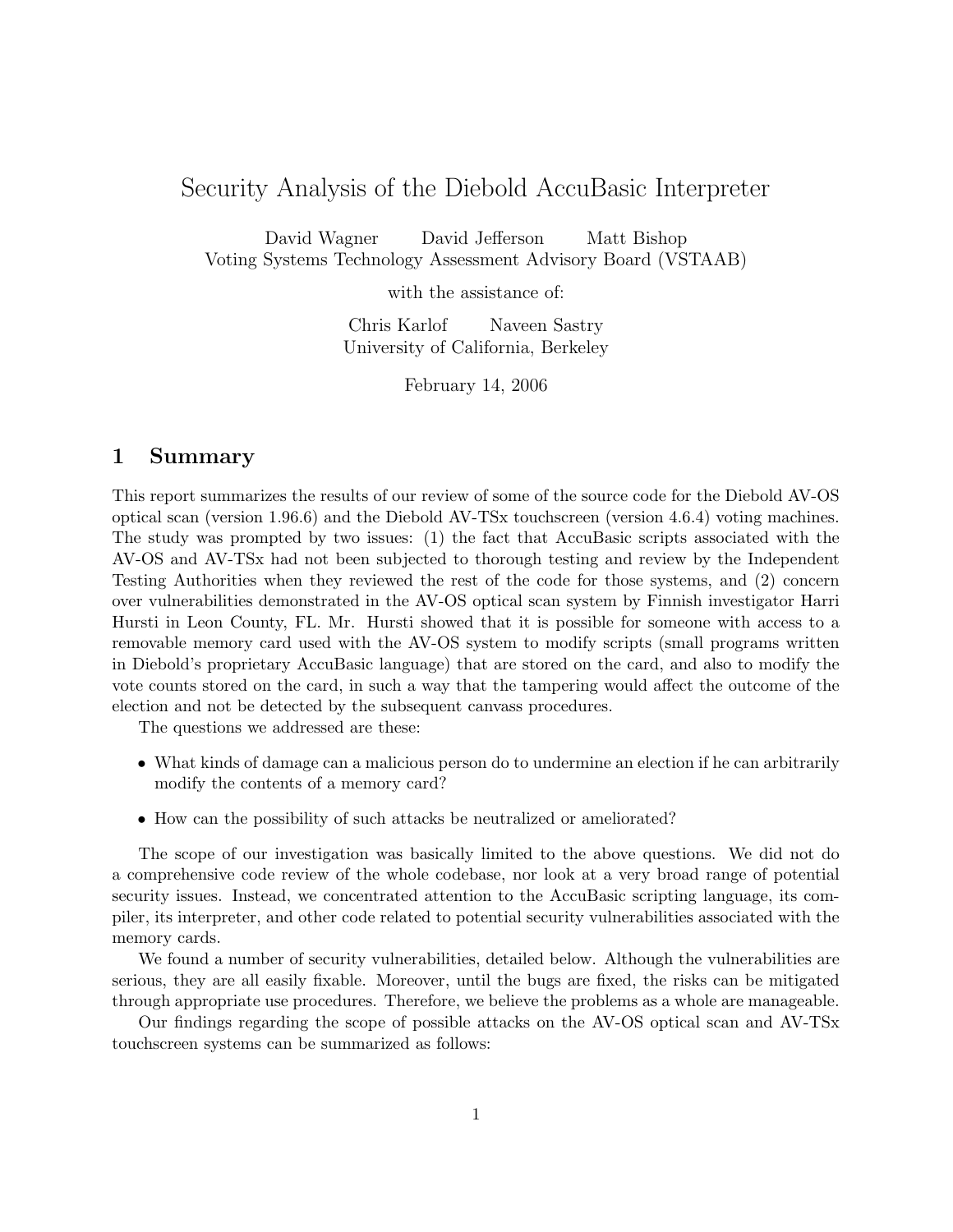# Security Analysis of the Diebold AccuBasic Interpreter

David Wagner David Jefferson Matt Bishop
Voting Systems Technology Assessment Advisory Board (VSTAAB)

with the assistance of:

Chris Karlof Naveen Sastry
University of California, Berkeley

February 14, 2006

## 1 Summary

This report summarizes the results of our review of some of the source code for the Diebold AV-OS optical scan (version 1.96.6) and the Diebold AV-TSx touchscreen (version 4.6.4) voting machines. The study was prompted by two issues: (1) the fact that AccuBasic scripts associated with the AV-OS and AV-TSx had not been subjected to thorough testing and review by the Independent Testing Authorities when they reviewed the rest of the code for those systems, and (2) concern over vulnerabilities demonstrated in the AV-OS optical scan system by Finnish investigator Harri Hursti in Leon County, FL. Mr. Hursti showed that it is possible for someone with access to a removable memory card used with the AV-OS system to modify scripts (small programs written in Diebold's proprietary AccuBasic language) that are stored on the card, and also to modify the vote counts stored on the card, in such a way that the tampering would affect the outcome of the election and not be detected by the subsequent canvass procedures.

The questions we addressed are these:

- What kinds of damage can a malicious person do to undermine an election if he can arbitrarily modify the contents of a memory card?
- How can the possibility of such attacks be neutralized or ameliorated?

The scope of our investigation was basically limited to the above questions. We did not do a comprehensive code review of the whole codebase, nor look at a very broad range of potential security issues. Instead, we concentrated attention to the AccuBasic scripting language, its compiler, its interpreter, and other code related to potential security vulnerabilities associated with the memory cards.

We found a number of security vulnerabilities, detailed below. Although the vulnerabilities are serious, they are all easily fixable. Moreover, until the bugs are fixed, the risks can be mitigated through appropriate use procedures. Therefore, we believe the problems as a whole are manageable.

Our findings regarding the scope of possible attacks on the AV-OS optical scan and AV-TSx touchscreen systems can be summarized as follows: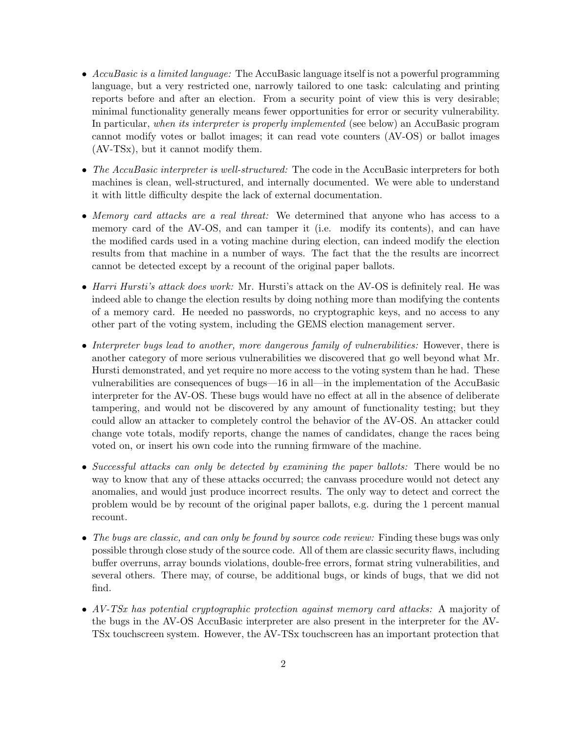- *AccuBasic is a limited language:* The AccuBasic language itself is not a powerful programming language, but a very restricted one, narrowly tailored to one task: calculating and printing reports before and after an election. From a security point of view this is very desirable; minimal functionality generally means fewer opportunities for error or security vulnerability. In particular, *when its interpreter is properly implemented* (see below) an AccuBasic program cannot modify votes or ballot images; it can read vote counters (AV-OS) or ballot images (AV-TSx), but it cannot modify them.

- *The AccuBasic interpreter is well-structured:* The code in the AccuBasic interpreters for both machines is clean, well-structured, and internally documented. We were able to understand it with little difficulty despite the lack of external documentation.

- *Memory card attacks are a real threat:* We determined that anyone who has access to a memory card of the AV-OS, and can tamper it (i.e. modify its contents), and can have the modified cards used in a voting machine during election, can indeed modify the election results from that machine in a number of ways. The fact that the the results are incorrect cannot be detected except by a recount of the original paper ballots.

- *Harri Hursti's attack does work:* Mr. Hursti's attack on the AV-OS is definitely real. He was indeed able to change the election results by doing nothing more than modifying the contents of a memory card. He needed no passwords, no cryptographic keys, and no access to any other part of the voting system, including the GEMS election management server.

- *Interpreter bugs lead to another, more dangerous family of vulnerabilities:* However, there is another category of more serious vulnerabilities we discovered that go well beyond what Mr. Hursti demonstrated, and yet require no more access to the voting system than he had. These vulnerabilities are consequences of bugs—16 in all—in the implementation of the AccuBasic interpreter for the AV-OS. These bugs would have no effect at all in the absence of deliberate tampering, and would not be discovered by any amount of functionality testing; but they could allow an attacker to completely control the behavior of the AV-OS. An attacker could change vote totals, modify reports, change the names of candidates, change the races being voted on, or insert his own code into the running firmware of the machine.

- *Successful attacks can only be detected by examining the paper ballots:* There would be no way to know that any of these attacks occurred; the canvass procedure would not detect any anomalies, and would just produce incorrect results. The only way to detect and correct the problem would be by recount of the original paper ballots, e.g. during the 1 percent manual recount.

- *The bugs are classic, and can only be found by source code review:* Finding these bugs was only possible through close study of the source code. All of them are classic security flaws, including buffer overruns, array bounds violations, double-free errors, format string vulnerabilities, and several others. There may, of course, be additional bugs, or kinds of bugs, that we did not find.

- *AV-TSx has potential cryptographic protection against memory card attacks:* A majority of the bugs in the AV-OS AccuBasic interpreter are also present in the interpreter for the AV-TSx touchscreen system. However, the AV-TSx touchscreen has an important protection that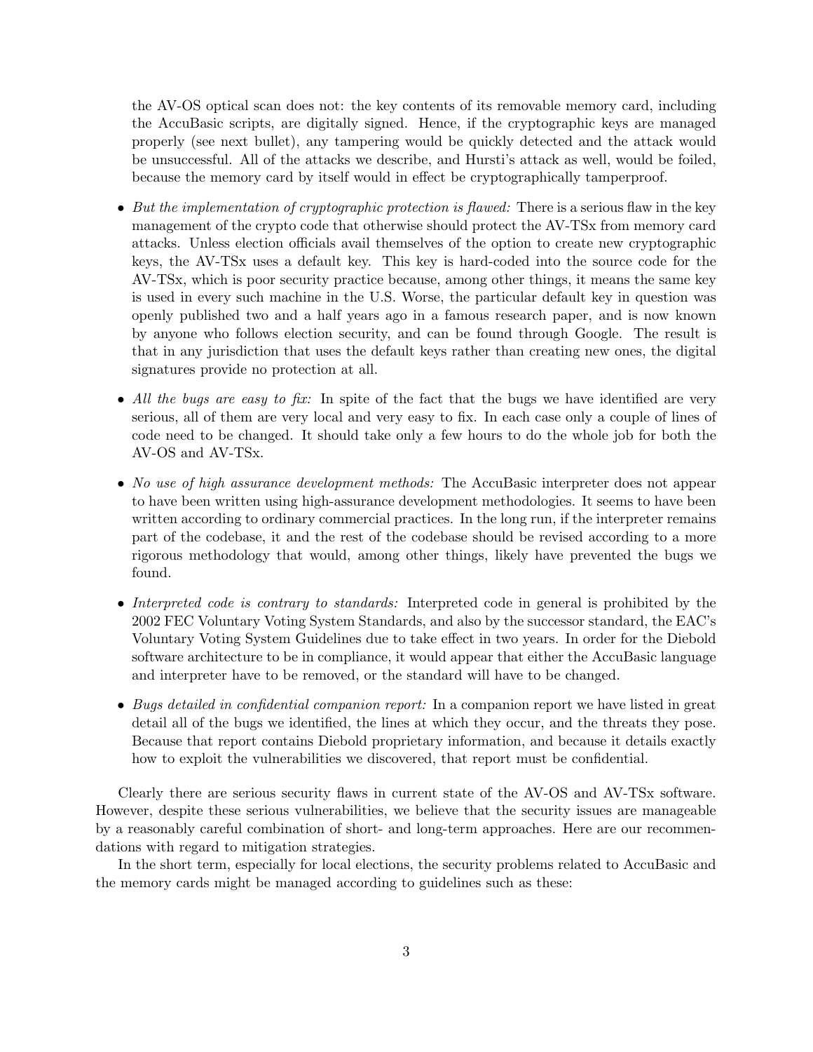the AV-OS optical scan does not: the key contents of its removable memory card, including the AccuBasic scripts, are digitally signed. Hence, if the cryptographic keys are managed properly (see next bullet), any tampering would be quickly detected and the attack would be unsuccessful. All of the attacks we describe, and Hursti's attack as well, would be foiled, because the memory card by itself would in effect be cryptographically tamperproof.

- *But the implementation of cryptographic protection is flawed:* There is a serious flaw in the key management of the crypto code that otherwise should protect the AV-TSx from memory card attacks. Unless election officials avail themselves of the option to create new cryptographic keys, the AV-TSx uses a default key. This key is hard-coded into the source code for the AV-TSx, which is poor security practice because, among other things, it means the same key is used in every such machine in the U.S. Worse, the particular default key in question was openly published two and a half years ago in a famous research paper, and is now known by anyone who follows election security, and can be found through Google. The result is that in any jurisdiction that uses the default keys rather than creating new ones, the digital signatures provide no protection at all.
- *All the bugs are easy to fix:* In spite of the fact that the bugs we have identified are very serious, all of them are very local and very easy to fix. In each case only a couple of lines of code need to be changed. It should take only a few hours to do the whole job for both the AV-OS and AV-TSx.
- *No use of high assurance development methods:* The AccuBasic interpreter does not appear to have been written using high-assurance development methodologies. It seems to have been written according to ordinary commercial practices. In the long run, if the interpreter remains part of the codebase, it and the rest of the codebase should be revised according to a more rigorous methodology that would, among other things, likely have prevented the bugs we found.
- *Interpreted code is contrary to standards:* Interpreted code in general is prohibited by the 2002 FEC Voluntary Voting System Standards, and also by the successor standard, the EAC's Voluntary Voting System Guidelines due to take effect in two years. In order for the Diebold software architecture to be in compliance, it would appear that either the AccuBasic language and interpreter have to be removed, or the standard will have to be changed.
- *Bugs detailed in confidential companion report:* In a companion report we have listed in great detail all of the bugs we identified, the lines at which they occur, and the threats they pose. Because that report contains Diebold proprietary information, and because it details exactly how to exploit the vulnerabilities we discovered, that report must be confidential.

Clearly there are serious security flaws in current state of the AV-OS and AV-TSx software. However, despite these serious vulnerabilities, we believe that the security issues are manageable by a reasonably careful combination of short- and long-term approaches. Here are our recommendations with regard to mitigation strategies.

In the short term, especially for local elections, the security problems related to AccuBasic and the memory cards might be managed according to guidelines such as these: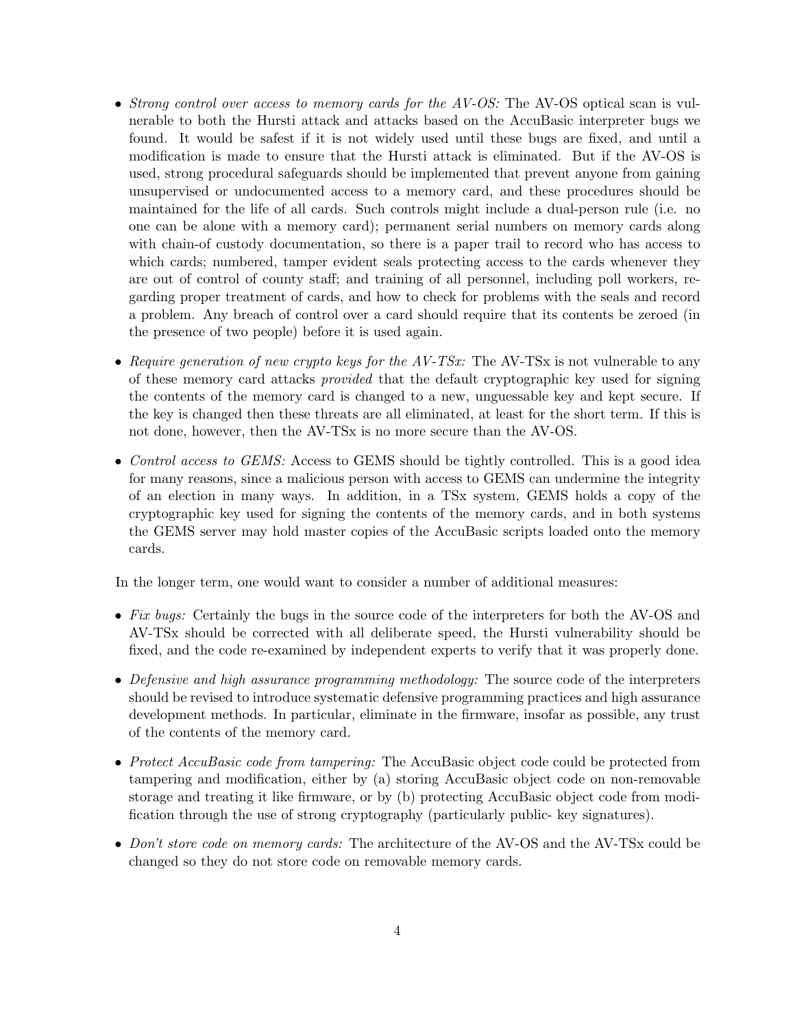- *Strong control over access to memory cards for the AV-OS:* The AV-OS optical scan is vulnerable to both the Hursti attack and attacks based on the AccuBasic interpreter bugs we found. It would be safest if it is not widely used until these bugs are fixed, and until a modification is made to ensure that the Hursti attack is eliminated. But if the AV-OS is used, strong procedural safeguards should be implemented that prevent anyone from gaining unsupervised or undocumented access to a memory card, and these procedures should be maintained for the life of all cards. Such controls might include a dual-person rule (i.e. no one can be alone with a memory card); permanent serial numbers on memory cards along with chain-of custody documentation, so there is a paper trail to record who has access to which cards; numbered, tamper evident seals protecting access to the cards whenever they are out of control of county staff; and training of all personnel, including poll workers, regarding proper treatment of cards, and how to check for problems with the seals and record a problem. Any breach of control over a card should require that its contents be zeroed (in the presence of two people) before it is used again.
- *Require generation of new crypto keys for the AV-TSx:* The AV-TSx is not vulnerable to any of these memory card attacks *provided* that the default cryptographic key used for signing the contents of the memory card is changed to a new, unguessable key and kept secure. If the key is changed then these threats are all eliminated, at least for the short term. If this is not done, however, then the AV-TSx is no more secure than the AV-OS.
- *Control access to GEMS:* Access to GEMS should be tightly controlled. This is a good idea for many reasons, since a malicious person with access to GEMS can undermine the integrity of an election in many ways. In addition, in a TSx system, GEMS holds a copy of the cryptographic key used for signing the contents of the memory cards, and in both systems the GEMS server may hold master copies of the AccuBasic scripts loaded onto the memory cards.

In the longer term, one would want to consider a number of additional measures:

- *Fix bugs:* Certainly the bugs in the source code of the interpreters for both the AV-OS and AV-TSx should be corrected with all deliberate speed, the Hursti vulnerability should be fixed, and the code re-examined by independent experts to verify that it was properly done.
- *Defensive and high assurance programming methodology:* The source code of the interpreters should be revised to introduce systematic defensive programming practices and high assurance development methods. In particular, eliminate in the firmware, insofar as possible, any trust of the contents of the memory card.
- *Protect AccuBasic code from tampering:* The AccuBasic object code could be protected from tampering and modification, either by (a) storing AccuBasic object code on non-removable storage and treating it like firmware, or by (b) protecting AccuBasic object code from modification through the use of strong cryptography (particularly public- key signatures).
- *Don't store code on memory cards:* The architecture of the AV-OS and the AV-TSx could be changed so they do not store code on removable memory cards.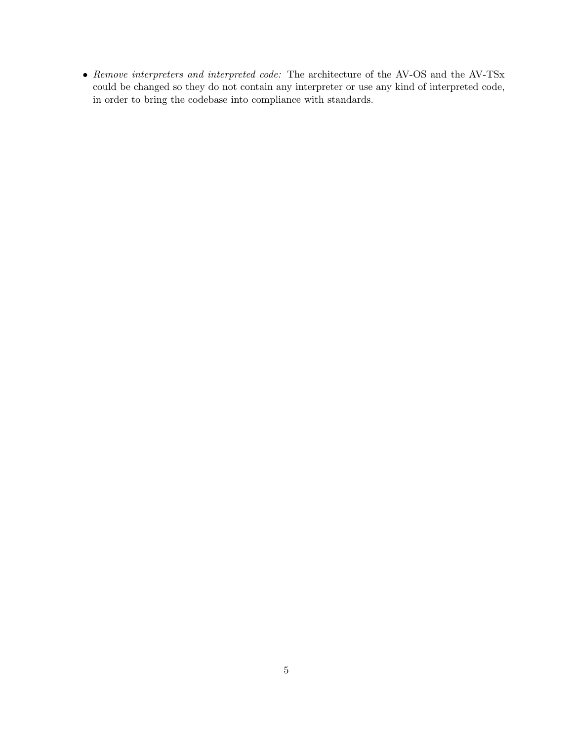- *Remove interpreters and interpreted code:* The architecture of the AV-OS and the AV-TSx could be changed so they do not contain any interpreter or use any kind of interpreted code, in order to bring the codebase into compliance with standards.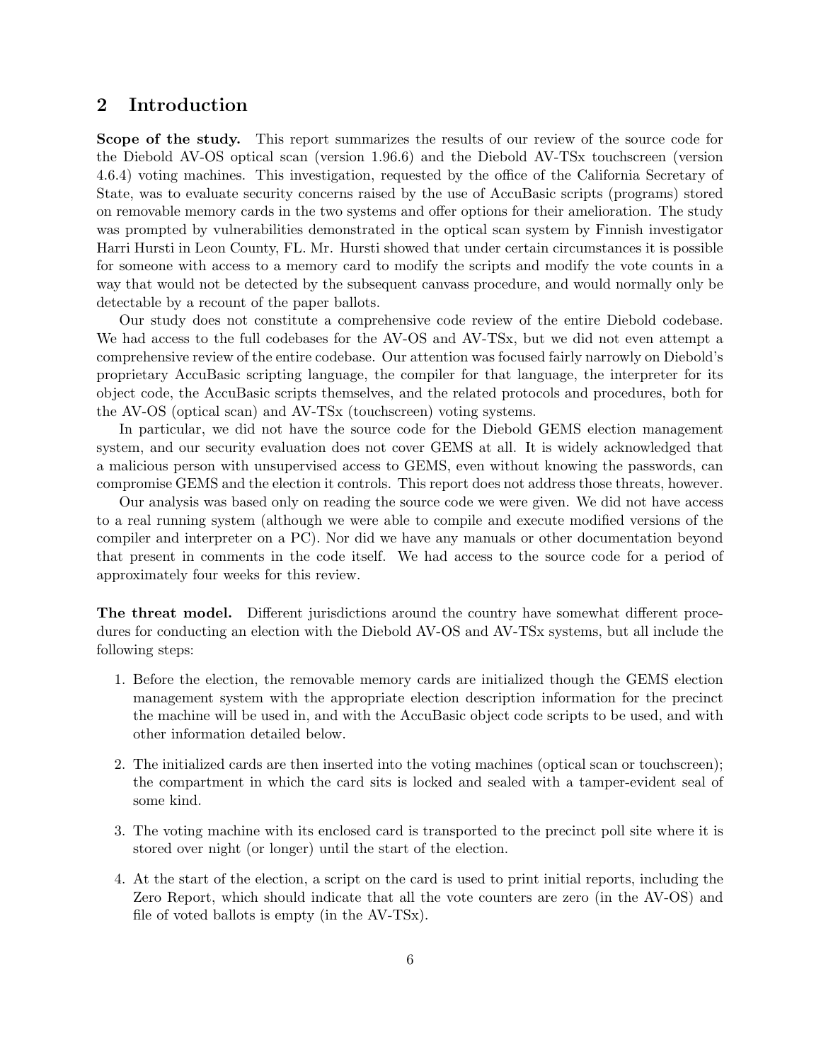## 2 Introduction

**Scope of the study.** This report summarizes the results of our review of the source code for the Diebold AV-OS optical scan (version 1.96.6) and the Diebold AV-TSx touchscreen (version 4.6.4) voting machines. This investigation, requested by the office of the California Secretary of State, was to evaluate security concerns raised by the use of AccuBasic scripts (programs) stored on removable memory cards in the two systems and offer options for their amelioration. The study was prompted by vulnerabilities demonstrated in the optical scan system by Finnish investigator Harri Hursti in Leon County, FL. Mr. Hursti showed that under certain circumstances it is possible for someone with access to a memory card to modify the scripts and modify the vote counts in a way that would not be detected by the subsequent canvass procedure, and would normally only be detectable by a recount of the paper ballots.

Our study does not constitute a comprehensive code review of the entire Diebold codebase. We had access to the full codebases for the AV-OS and AV-TSx, but we did not even attempt a comprehensive review of the entire codebase. Our attention was focused fairly narrowly on Diebold's proprietary AccuBasic scripting language, the compiler for that language, the interpreter for its object code, the AccuBasic scripts themselves, and the related protocols and procedures, both for the AV-OS (optical scan) and AV-TSx (touchscreen) voting systems.

In particular, we did not have the source code for the Diebold GEMS election management system, and our security evaluation does not cover GEMS at all. It is widely acknowledged that a malicious person with unsupervised access to GEMS, even without knowing the passwords, can compromise GEMS and the election it controls. This report does not address those threats, however.

Our analysis was based only on reading the source code we were given. We did not have access to a real running system (although we were able to compile and execute modified versions of the compiler and interpreter on a PC). Nor did we have any manuals or other documentation beyond that present in comments in the code itself. We had access to the source code for a period of approximately four weeks for this review.

**The threat model.** Different jurisdictions around the country have somewhat different procedures for conducting an election with the Diebold AV-OS and AV-TSx systems, but all include the following steps:

1. Before the election, the removable memory cards are initialized though the GEMS election management system with the appropriate election description information for the precinct the machine will be used in, and with the AccuBasic object code scripts to be used, and with other information detailed below.
2. The initialized cards are then inserted into the voting machines (optical scan or touchscreen); the compartment in which the card sits is locked and sealed with a tamper-evident seal of some kind.
3. The voting machine with its enclosed card is transported to the precinct poll site where it is stored over night (or longer) until the start of the election.
4. At the start of the election, a script on the card is used to print initial reports, including the Zero Report, which should indicate that all the vote counters are zero (in the AV-OS) and file of voted ballots is empty (in the AV-TSx).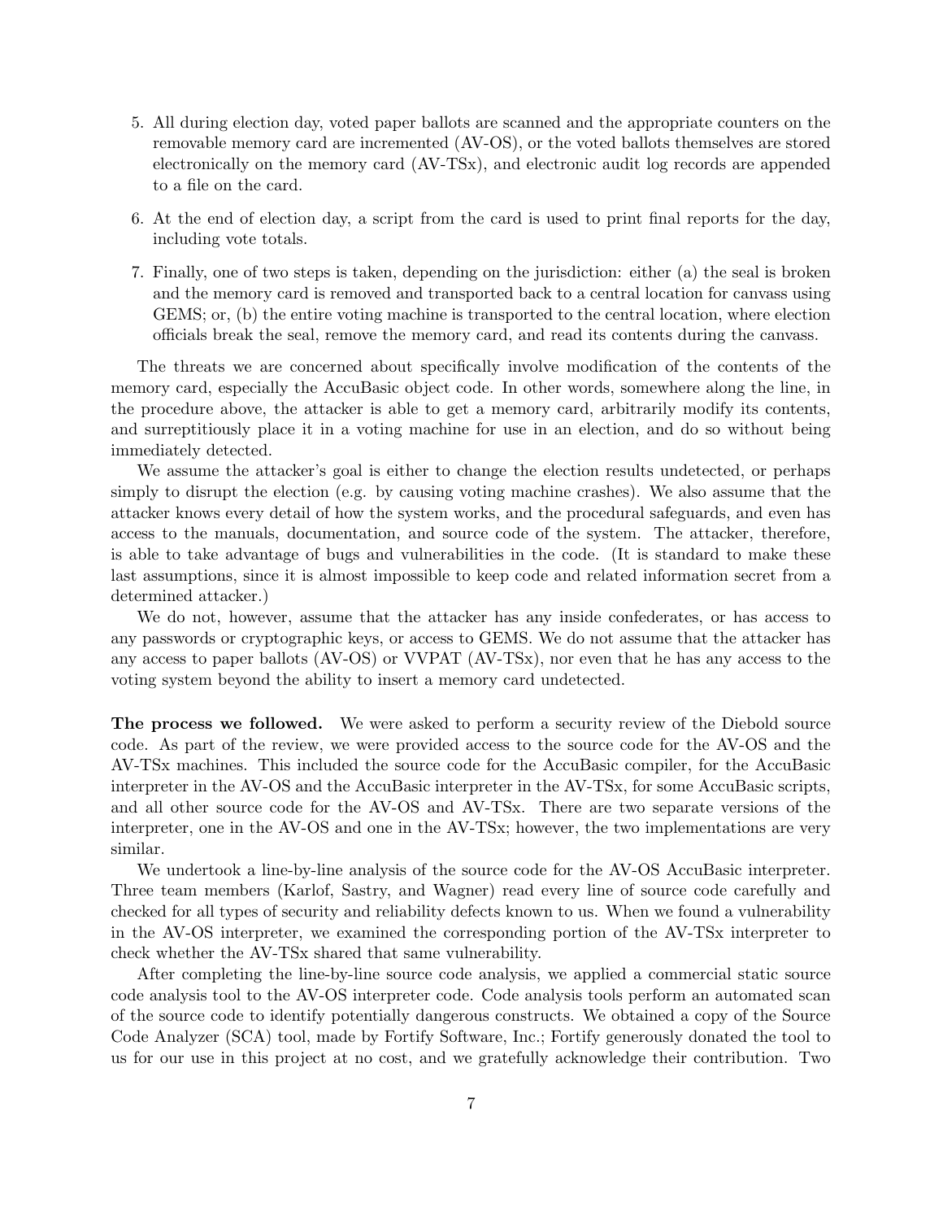5. All during election day, voted paper ballots are scanned and the appropriate counters on the removable memory card are incremented (AV-OS), or the voted ballots themselves are stored electronically on the memory card (AV-TSx), and electronic audit log records are appended to a file on the card.
6. At the end of election day, a script from the card is used to print final reports for the day, including vote totals.
7. Finally, one of two steps is taken, depending on the jurisdiction: either (a) the seal is broken and the memory card is removed and transported back to a central location for canvass using GEMS; or, (b) the entire voting machine is transported to the central location, where election officials break the seal, remove the memory card, and read its contents during the canvass.

The threats we are concerned about specifically involve modification of the contents of the memory card, especially the AccuBasic object code. In other words, somewhere along the line, in the procedure above, the attacker is able to get a memory card, arbitrarily modify its contents, and surreptitiously place it in a voting machine for use in an election, and do so without being immediately detected.

We assume the attacker's goal is either to change the election results undetected, or perhaps simply to disrupt the election (e.g. by causing voting machine crashes). We also assume that the attacker knows every detail of how the system works, and the procedural safeguards, and even has access to the manuals, documentation, and source code of the system. The attacker, therefore, is able to take advantage of bugs and vulnerabilities in the code. (It is standard to make these last assumptions, since it is almost impossible to keep code and related information secret from a determined attacker.)

We do not, however, assume that the attacker has any inside confederates, or has access to any passwords or cryptographic keys, or access to GEMS. We do not assume that the attacker has any access to paper ballots (AV-OS) or VVPAT (AV-TSx), nor even that he has any access to the voting system beyond the ability to insert a memory card undetected.

**The process we followed.** We were asked to perform a security review of the Diebold source code. As part of the review, we were provided access to the source code for the AV-OS and the AV-TSx machines. This included the source code for the AccuBasic compiler, for the AccuBasic interpreter in the AV-OS and the AccuBasic interpreter in the AV-TSx, for some AccuBasic scripts, and all other source code for the AV-OS and AV-TSx. There are two separate versions of the interpreter, one in the AV-OS and one in the AV-TSx; however, the two implementations are very similar.

We undertook a line-by-line analysis of the source code for the AV-OS AccuBasic interpreter. Three team members (Karlof, Sastry, and Wagner) read every line of source code carefully and checked for all types of security and reliability defects known to us. When we found a vulnerability in the AV-OS interpreter, we examined the corresponding portion of the AV-TSx interpreter to check whether the AV-TSx shared that same vulnerability.

After completing the line-by-line source code analysis, we applied a commercial static source code analysis tool to the AV-OS interpreter code. Code analysis tools perform an automated scan of the source code to identify potentially dangerous constructs. We obtained a copy of the Source Code Analyzer (SCA) tool, made by Fortify Software, Inc.; Fortify generously donated the tool to us for our use in this project at no cost, and we gratefully acknowledge their contribution. Two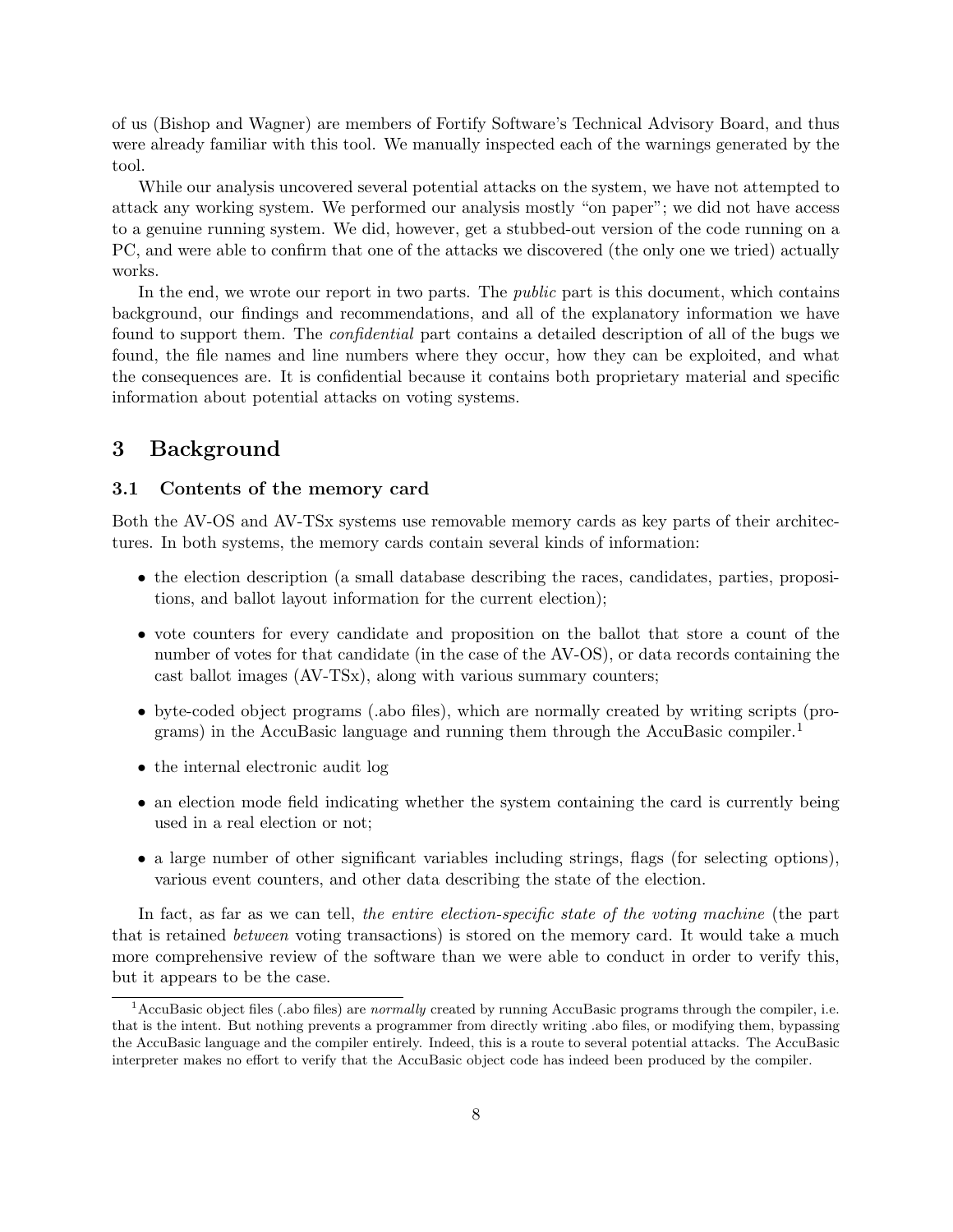of us (Bishop and Wagner) are members of Fortify Software's Technical Advisory Board, and thus were already familiar with this tool. We manually inspected each of the warnings generated by the tool.

While our analysis uncovered several potential attacks on the system, we have not attempted to attack any working system. We performed our analysis mostly "on paper"; we did not have access to a genuine running system. We did, however, get a stubbed-out version of the code running on a PC, and were able to confirm that one of the attacks we discovered (the only one we tried) actually works.

In the end, we wrote our report in two parts. The *public* part is this document, which contains background, our findings and recommendations, and all of the explanatory information we have found to support them. The *confidential* part contains a detailed description of all of the bugs we found, the file names and line numbers where they occur, how they can be exploited, and what the consequences are. It is confidential because it contains both proprietary material and specific information about potential attacks on voting systems.

## 3 Background

### 3.1 Contents of the memory card

Both the AV-OS and AV-TSx systems use removable memory cards as key parts of their architectures. In both systems, the memory cards contain several kinds of information:

- the election description (a small database describing the races, candidates, parties, propositions, and ballot layout information for the current election);
- vote counters for every candidate and proposition on the ballot that store a count of the number of votes for that candidate (in the case of the AV-OS), or data records containing the cast ballot images (AV-TSx), along with various summary counters;
- byte-coded object programs (.abo files), which are normally created by writing scripts (programs) in the AccuBasic language and running them through the AccuBasic compiler.[1]
- the internal electronic audit log
- an election mode field indicating whether the system containing the card is currently being used in a real election or not;
- a large number of other significant variables including strings, flags (for selecting options), various event counters, and other data describing the state of the election.

In fact, as far as we can tell, *the entire election-specific state of the voting machine* (the part that is retained *between* voting transactions) is stored on the memory card. It would take a much more comprehensive review of the software than we were able to conduct in order to verify this, but it appears to be the case.

[1] AccuBasic object files (.abo files) are *normally* created by running AccuBasic programs through the compiler, i.e. that is the intent. But nothing prevents a programmer from directly writing .abo files, or modifying them, bypassing the AccuBasic language and the compiler entirely. Indeed, this is a route to several potential attacks. The AccuBasic interpreter makes no effort to verify that the AccuBasic object code has indeed been produced by the compiler.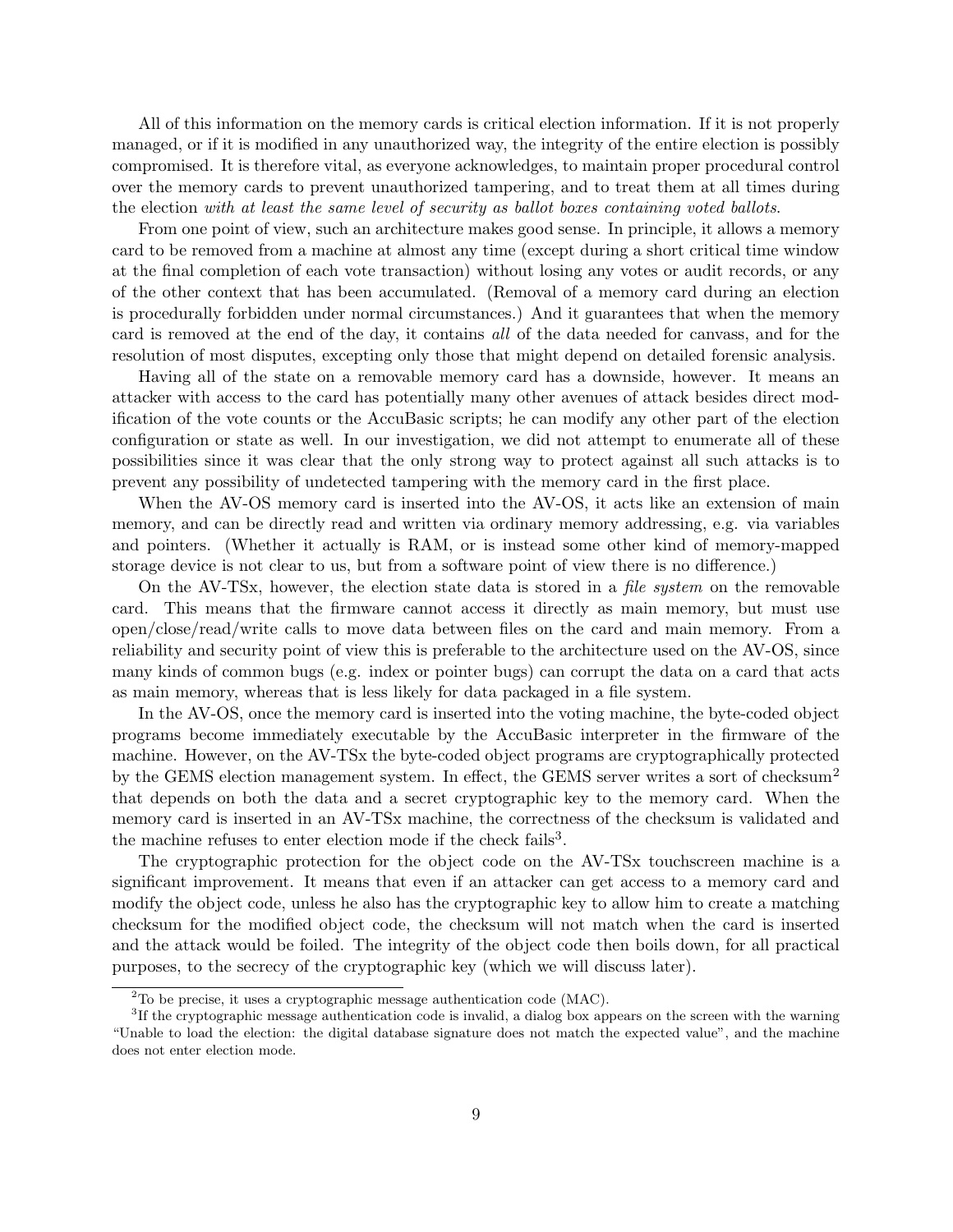All of this information on the memory cards is critical election information. If it is not properly managed, or if it is modified in any unauthorized way, the integrity of the entire election is possibly compromised. It is therefore vital, as everyone acknowledges, to maintain proper procedural control over the memory cards to prevent unauthorized tampering, and to treat them at all times during the election *with at least the same level of security as ballot boxes containing voted ballots.*

From one point of view, such an architecture makes good sense. In principle, it allows a memory card to be removed from a machine at almost any time (except during a short critical time window at the final completion of each vote transaction) without losing any votes or audit records, or any of the other context that has been accumulated. (Removal of a memory card during an election is procedurally forbidden under normal circumstances.) And it guarantees that when the memory card is removed at the end of the day, it contains *all* of the data needed for canvass, and for the resolution of most disputes, excepting only those that might depend on detailed forensic analysis.

Having all of the state on a removable memory card has a downside, however. It means an attacker with access to the card has potentially many other avenues of attack besides direct modification of the vote counts or the AccuBasic scripts; he can modify any other part of the election configuration or state as well. In our investigation, we did not attempt to enumerate all of these possibilities since it was clear that the only strong way to protect against all such attacks is to prevent any possibility of undetected tampering with the memory card in the first place.

When the AV-OS memory card is inserted into the AV-OS, it acts like an extension of main memory, and can be directly read and written via ordinary memory addressing, e.g. via variables and pointers. (Whether it actually is RAM, or is instead some other kind of memory-mapped storage device is not clear to us, but from a software point of view there is no difference.)

On the AV-TSx, however, the election state data is stored in a *file system* on the removable card. This means that the firmware cannot access it directly as main memory, but must use open/close/read/write calls to move data between files on the card and main memory. From a reliability and security point of view this is preferable to the architecture used on the AV-OS, since many kinds of common bugs (e.g. index or pointer bugs) can corrupt the data on a card that acts as main memory, whereas that is less likely for data packaged in a file system.

In the AV-OS, once the memory card is inserted into the voting machine, the byte-coded object programs become immediately executable by the AccuBasic interpreter in the firmware of the machine. However, on the AV-TSx the byte-coded object programs are cryptographically protected by the GEMS election management system. In effect, the GEMS server writes a sort of checksum[2] that depends on both the data and a secret cryptographic key to the memory card. When the memory card is inserted in an AV-TSx machine, the correctness of the checksum is validated and the machine refuses to enter election mode if the check fails[3].

The cryptographic protection for the object code on the AV-TSx touchscreen machine is a significant improvement. It means that even if an attacker can get access to a memory card and modify the object code, unless he also has the cryptographic key to allow him to create a matching checksum for the modified object code, the checksum will not match when the card is inserted and the attack would be foiled. The integrity of the object code then boils down, for all practical purposes, to the secrecy of the cryptographic key (which we will discuss later).

---

[2] To be precise, it uses a cryptographic message authentication code (MAC).

[3] If the cryptographic message authentication code is invalid, a dialog box appears on the screen with the warning "Unable to load the election: the digital database signature does not match the expected value", and the machine does not enter election mode.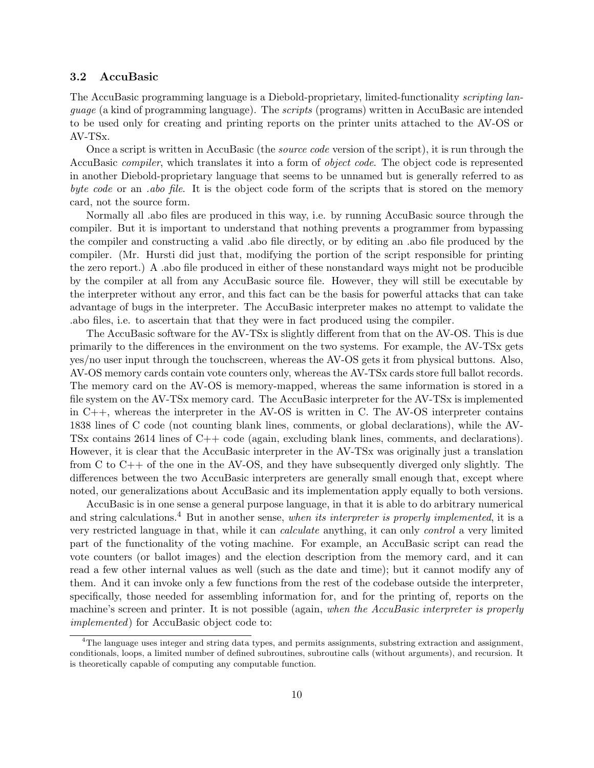### 3.2 AccuBasic

The AccuBasic programming language is a Diebold-proprietary, limited-functionality *scripting language* (a kind of programming language). The *scripts* (programs) written in AccuBasic are intended to be used only for creating and printing reports on the printer units attached to the AV-OS or AV-TSx.

Once a script is written in AccuBasic (the *source code* version of the script), it is run through the AccuBasic *compiler*, which translates it into a form of *object code*. The object code is represented in another Diebold-proprietary language that seems to be unnamed but is generally referred to as *byte code* or an *.abo file*. It is the object code form of the scripts that is stored on the memory card, not the source form.

Normally all .abo files are produced in this way, i.e. by running AccuBasic source through the compiler. But it is important to understand that nothing prevents a programmer from bypassing the compiler and constructing a valid .abo file directly, or by editing an .abo file produced by the compiler. (Mr. Hursti did just that, modifying the portion of the script responsible for printing the zero report.) A .abo file produced in either of these nonstandard ways might not be producible by the compiler at all from any AccuBasic source file. However, they will still be executable by the interpreter without any error, and this fact can be the basis for powerful attacks that can take advantage of bugs in the interpreter. The AccuBasic interpreter makes no attempt to validate the .abo files, i.e. to ascertain that that they were in fact produced using the compiler.

The AccuBasic software for the AV-TSx is slightly different from that on the AV-OS. This is due primarily to the differences in the environment on the two systems. For example, the AV-TSx gets yes/no user input through the touchscreen, whereas the AV-OS gets it from physical buttons. Also, AV-OS memory cards contain vote counters only, whereas the AV-TSx cards store full ballot records. The memory card on the AV-OS is memory-mapped, whereas the same information is stored in a file system on the AV-TSx memory card. The AccuBasic interpreter for the AV-TSx is implemented in C++, whereas the interpreter in the AV-OS is written in C. The AV-OS interpreter contains 1838 lines of C code (not counting blank lines, comments, or global declarations), while the AV-TSx contains 2614 lines of C++ code (again, excluding blank lines, comments, and declarations). However, it is clear that the AccuBasic interpreter in the AV-TSx was originally just a translation from C to C++ of the one in the AV-OS, and they have subsequently diverged only slightly. The differences between the two AccuBasic interpreters are generally small enough that, except where noted, our generalizations about AccuBasic and its implementation apply equally to both versions.

AccuBasic is in one sense a general purpose language, in that it is able to do arbitrary numerical and string calculations.[4] But in another sense, *when its interpreter is properly implemented*, it is a very restricted language in that, while it can *calculate* anything, it can only *control* a very limited part of the functionality of the voting machine. For example, an AccuBasic script can read the vote counters (or ballot images) and the election description from the memory card, and it can read a few other internal values as well (such as the date and time); but it cannot modify any of them. And it can invoke only a few functions from the rest of the codebase outside the interpreter, specifically, those needed for assembling information for, and for the printing of, reports on the machine's screen and printer. It is not possible (again, *when the AccuBasic interpreter is properly implemented*) for AccuBasic object code to:

[4] The language uses integer and string data types, and permits assignments, substring extraction and assignment, conditionals, loops, a limited number of defined subroutines, subroutine calls (without arguments), and recursion. It is theoretically capable of computing any computable function.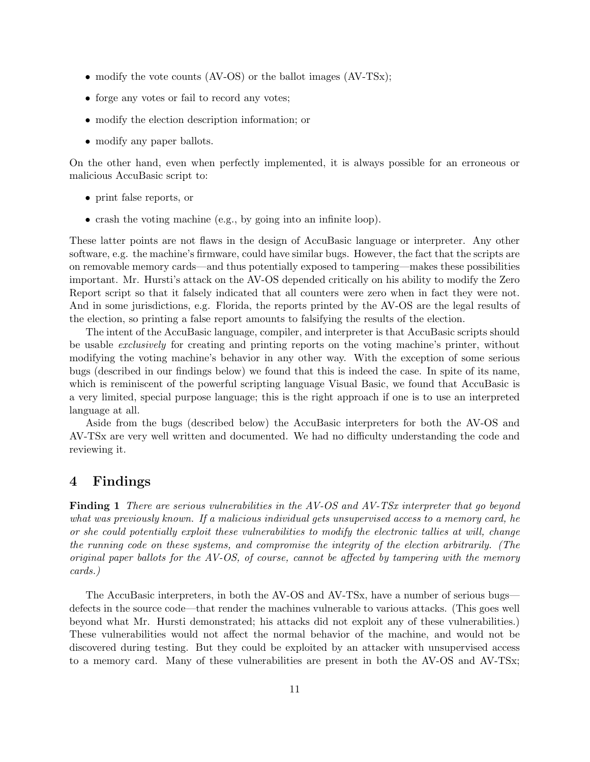- modify the vote counts (AV-OS) or the ballot images (AV-TSx);
- forge any votes or fail to record any votes;
- modify the election description information; or
- modify any paper ballots.

On the other hand, even when perfectly implemented, it is always possible for an erroneous or malicious AccuBasic script to:

- print false reports, or
- crash the voting machine (e.g., by going into an infinite loop).

These latter points are not flaws in the design of AccuBasic language or interpreter. Any other software, e.g. the machine's firmware, could have similar bugs. However, the fact that the scripts are on removable memory cards—and thus potentially exposed to tampering—makes these possibilities important. Mr. Hursti's attack on the AV-OS depended critically on his ability to modify the Zero Report script so that it falsely indicated that all counters were zero when in fact they were not. And in some jurisdictions, e.g. Florida, the reports printed by the AV-OS are the legal results of the election, so printing a false report amounts to falsifying the results of the election.

The intent of the AccuBasic language, compiler, and interpreter is that AccuBasic scripts should be usable *exclusively* for creating and printing reports on the voting machine's printer, without modifying the voting machine's behavior in any other way. With the exception of some serious bugs (described in our findings below) we found that this is indeed the case. In spite of its name, which is reminiscent of the powerful scripting language Visual Basic, we found that AccuBasic is a very limited, special purpose language; this is the right approach if one is to use an interpreted language at all.

Aside from the bugs (described below) the AccuBasic interpreters for both the AV-OS and AV-TSx are very well written and documented. We had no difficulty understanding the code and reviewing it.

# 4 Findings

**Finding 1** *There are serious vulnerabilities in the AV-OS and AV-TSx interpreter that go beyond what was previously known. If a malicious individual gets unsupervised access to a memory card, he or she could potentially exploit these vulnerabilities to modify the electronic tallies at will, change the running code on these systems, and compromise the integrity of the election arbitrarily. (The original paper ballots for the AV-OS, of course, cannot be affected by tampering with the memory cards.)*

The AccuBasic interpreters, in both the AV-OS and AV-TSx, have a number of serious bugs—defects in the source code—that render the machines vulnerable to various attacks. (This goes well beyond what Mr. Hursti demonstrated; his attacks did not exploit any of these vulnerabilities.) These vulnerabilities would not affect the normal behavior of the machine, and would not be discovered during testing. But they could be exploited by an attacker with unsupervised access to a memory card. Many of these vulnerabilities are present in both the AV-OS and AV-TSx;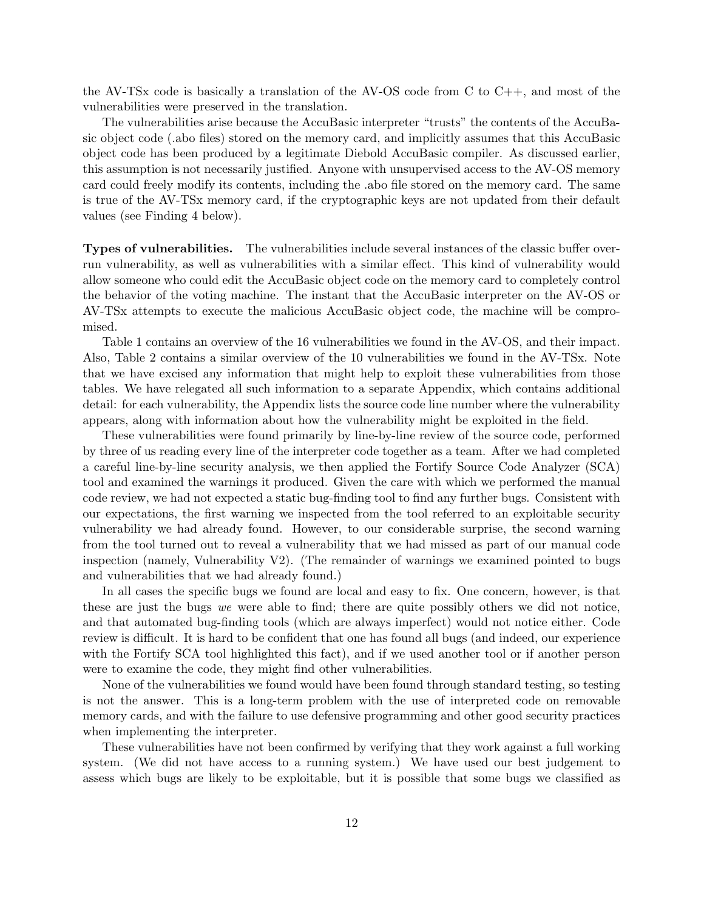the AV-TSx code is basically a translation of the AV-OS code from C to C++, and most of the vulnerabilities were preserved in the translation.

The vulnerabilities arise because the AccuBasic interpreter "trusts" the contents of the AccuBasic object code (.abo files) stored on the memory card, and implicitly assumes that this AccuBasic object code has been produced by a legitimate Diebold AccuBasic compiler. As discussed earlier, this assumption is not necessarily justified. Anyone with unsupervised access to the AV-OS memory card could freely modify its contents, including the .abo file stored on the memory card. The same is true of the AV-TSx memory card, if the cryptographic keys are not updated from their default values (see Finding 4 below).

**Types of vulnerabilities.** The vulnerabilities include several instances of the classic buffer overrun vulnerability, as well as vulnerabilities with a similar effect. This kind of vulnerability would allow someone who could edit the AccuBasic object code on the memory card to completely control the behavior of the voting machine. The instant that the AccuBasic interpreter on the AV-OS or AV-TSx attempts to execute the malicious AccuBasic object code, the machine will be compromised.

Table 1 contains an overview of the 16 vulnerabilities we found in the AV-OS, and their impact. Also, Table 2 contains a similar overview of the 10 vulnerabilities we found in the AV-TSx. Note that we have excised any information that might help to exploit these vulnerabilities from those tables. We have relegated all such information to a separate Appendix, which contains additional detail: for each vulnerability, the Appendix lists the source code line number where the vulnerability appears, along with information about how the vulnerability might be exploited in the field.

These vulnerabilities were found primarily by line-by-line review of the source code, performed by three of us reading every line of the interpreter code together as a team. After we had completed a careful line-by-line security analysis, we then applied the Fortify Source Code Analyzer (SCA) tool and examined the warnings it produced. Given the care with which we performed the manual code review, we had not expected a static bug-finding tool to find any further bugs. Consistent with our expectations, the first warning we inspected from the tool referred to an exploitable security vulnerability we had already found. However, to our considerable surprise, the second warning from the tool turned out to reveal a vulnerability that we had missed as part of our manual code inspection (namely, Vulnerability V2). (The remainder of warnings we examined pointed to bugs and vulnerabilities that we had already found.)

In all cases the specific bugs we found are local and easy to fix. One concern, however, is that these are just the bugs *we* were able to find; there are quite possibly others we did not notice, and that automated bug-finding tools (which are always imperfect) would not notice either. Code review is difficult. It is hard to be confident that one has found all bugs (and indeed, our experience with the Fortify SCA tool highlighted this fact), and if we used another tool or if another person were to examine the code, they might find other vulnerabilities.

None of the vulnerabilities we found would have been found through standard testing, so testing is not the answer. This is a long-term problem with the use of interpreted code on removable memory cards, and with the failure to use defensive programming and other good security practices when implementing the interpreter.

These vulnerabilities have not been confirmed by verifying that they work against a full working system. (We did not have access to a running system.) We have used our best judgement to assess which bugs are likely to be exploitable, but it is possible that some bugs we classified as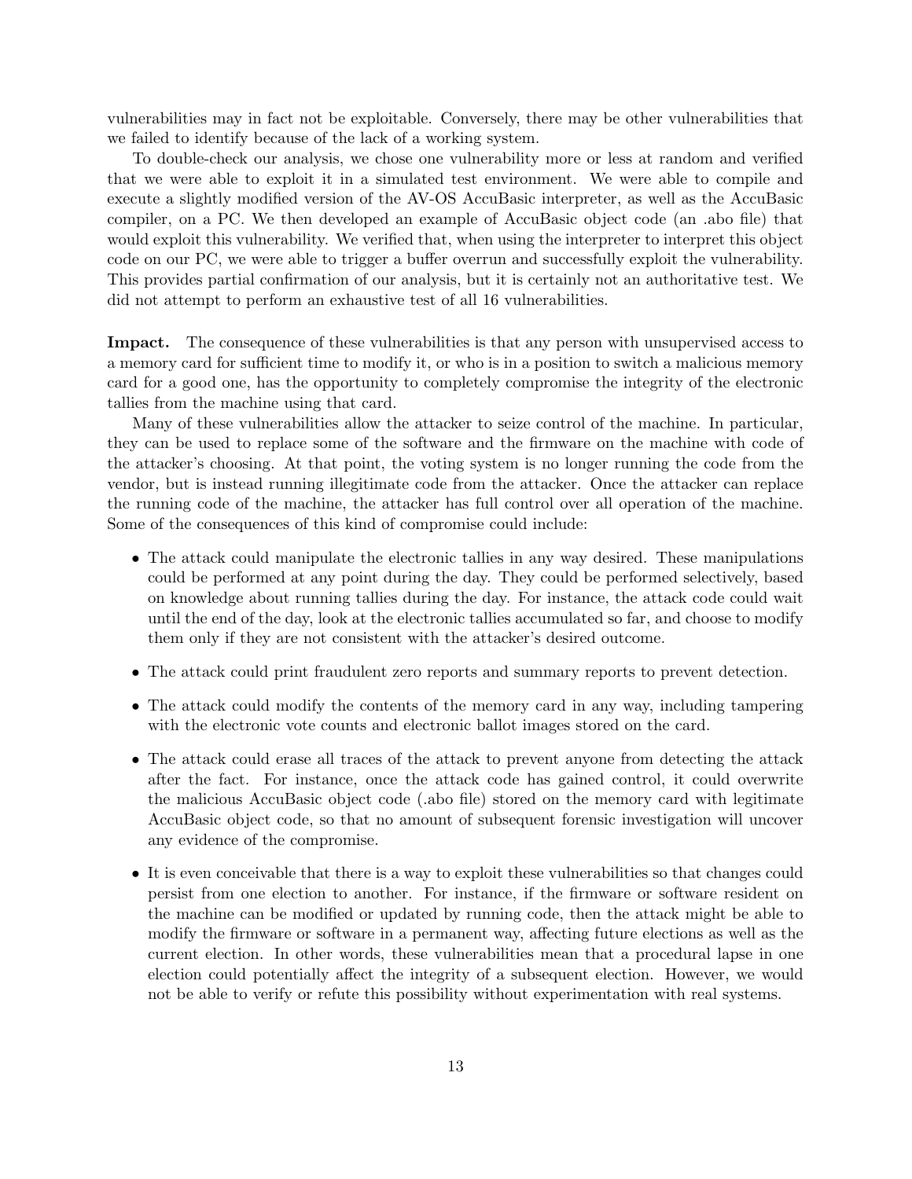vulnerabilities may in fact not be exploitable. Conversely, there may be other vulnerabilities that we failed to identify because of the lack of a working system.

To double-check our analysis, we chose one vulnerability more or less at random and verified that we were able to exploit it in a simulated test environment. We were able to compile and execute a slightly modified version of the AV-OS AccuBasic interpreter, as well as the AccuBasic compiler, on a PC. We then developed an example of AccuBasic object code (an .abo file) that would exploit this vulnerability. We verified that, when using the interpreter to interpret this object code on our PC, we were able to trigger a buffer overrun and successfully exploit the vulnerability. This provides partial confirmation of our analysis, but it is certainly not an authoritative test. We did not attempt to perform an exhaustive test of all 16 vulnerabilities.

**Impact.** The consequence of these vulnerabilities is that any person with unsupervised access to a memory card for sufficient time to modify it, or who is in a position to switch a malicious memory card for a good one, has the opportunity to completely compromise the integrity of the electronic tallies from the machine using that card.

Many of these vulnerabilities allow the attacker to seize control of the machine. In particular, they can be used to replace some of the software and the firmware on the machine with code of the attacker's choosing. At that point, the voting system is no longer running the code from the vendor, but is instead running illegitimate code from the attacker. Once the attacker can replace the running code of the machine, the attacker has full control over all operation of the machine. Some of the consequences of this kind of compromise could include:

- The attack could manipulate the electronic tallies in any way desired. These manipulations could be performed at any point during the day. They could be performed selectively, based on knowledge about running tallies during the day. For instance, the attack code could wait until the end of the day, look at the electronic tallies accumulated so far, and choose to modify them only if they are not consistent with the attacker's desired outcome.
- The attack could print fraudulent zero reports and summary reports to prevent detection.
- The attack could modify the contents of the memory card in any way, including tampering with the electronic vote counts and electronic ballot images stored on the card.
- The attack could erase all traces of the attack to prevent anyone from detecting the attack after the fact. For instance, once the attack code has gained control, it could overwrite the malicious AccuBasic object code (.abo file) stored on the memory card with legitimate AccuBasic object code, so that no amount of subsequent forensic investigation will uncover any evidence of the compromise.
- It is even conceivable that there is a way to exploit these vulnerabilities so that changes could persist from one election to another. For instance, if the firmware or software resident on the machine can be modified or updated by running code, then the attack might be able to modify the firmware or software in a permanent way, affecting future elections as well as the current election. In other words, these vulnerabilities mean that a procedural lapse in one election could potentially affect the integrity of a subsequent election. However, we would not be able to verify or refute this possibility without experimentation with real systems.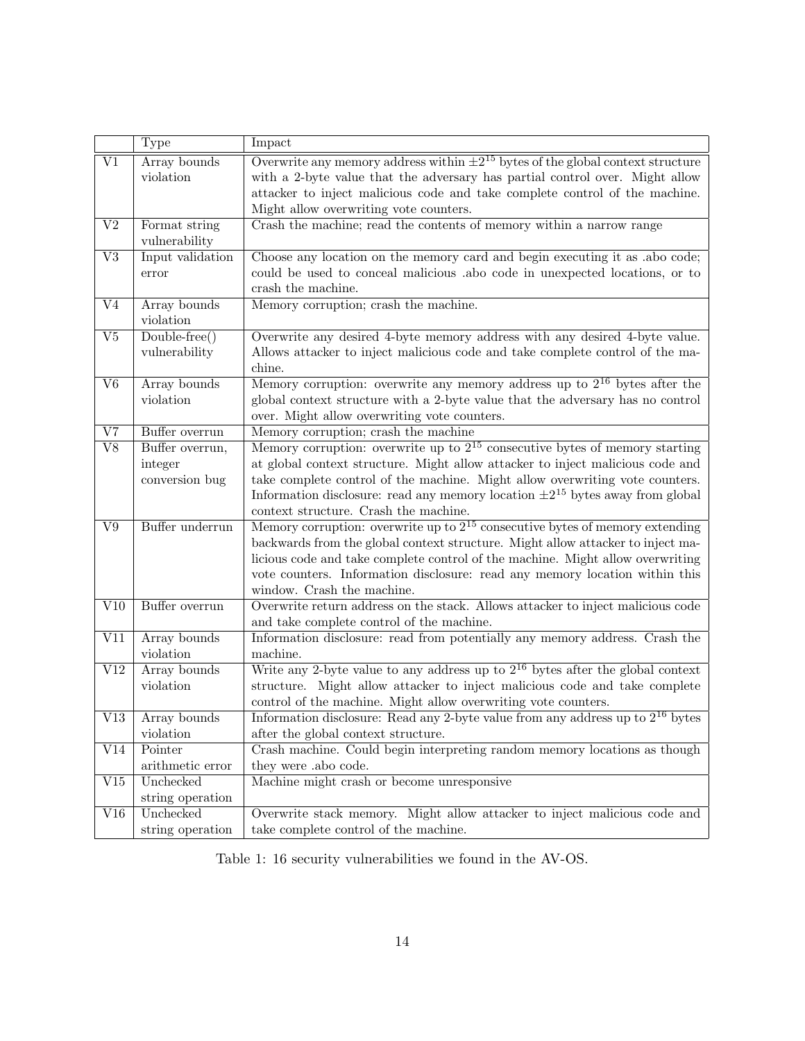|  | Type | Impact |
| --- | --- | --- |
| V1 | Array bounds violation | Overwrite any memory address within $\pm 2^{15}$ bytes of the global context structure with a 2-byte value that the adversary has partial control over. Might allow attacker to inject malicious code and take complete control of the machine. Might allow overwriting vote counters. |
| V2 | Format string vulnerability | Crash the machine; read the contents of memory within a narrow range |
| V3 | Input validation error | Choose any location on the memory card and begin executing it as .abo code; could be used to conceal malicious .abo code in unexpected locations, or to crash the machine. |
| V4 | Array bounds violation | Memory corruption; crash the machine. |
| V5 | Double-free() vulnerability | Overwrite any desired 4-byte memory address with any desired 4-byte value. Allows attacker to inject malicious code and take complete control of the machine. |
| V6 | Array bounds violation | Memory corruption: overwrite any memory address up to $2^{16}$ bytes after the global context structure with a 2-byte value that the adversary has no control over. Might allow overwriting vote counters. |
| V7 | Buffer overrun | Memory corruption; crash the machine |
| V8 | Buffer overrun, integer conversion bug | Memory corruption: overwrite up to $2^{15}$ consecutive bytes of memory starting at global context structure. Might allow attacker to inject malicious code and take complete control of the machine. Might allow overwriting vote counters. Information disclosure: read any memory location $\pm 2^{15}$ bytes away from global context structure. Crash the machine. |
| V9 | Buffer underrun | Memory corruption: overwrite up to $2^{15}$ consecutive bytes of memory extending backwards from the global context structure. Might allow attacker to inject malicious code and take complete control of the machine. Might allow overwriting vote counters. Information disclosure: read any memory location within this window. Crash the machine. |
| V10 | Buffer overrun | Overwrite return address on the stack. Allows attacker to inject malicious code and take complete control of the machine. |
| V11 | Array bounds violation | Information disclosure: read from potentially any memory address. Crash the machine. |
| V12 | Array bounds violation | Write any 2-byte value to any address up to $2^{16}$ bytes after the global context structure. Might allow attacker to inject malicious code and take complete control of the machine. Might allow overwriting vote counters. |
| V13 | Array bounds violation | Information disclosure: Read any 2-byte value from any address up to $2^{16}$ bytes after the global context structure. |
| V14 | Pointer arithmetic error | Crash machine. Could begin interpreting random memory locations as though they were .abo code. |
| V15 | Unchecked string operation | Machine might crash or become unresponsive |
| V16 | Unchecked string operation | Overwrite stack memory. Might allow attacker to inject malicious code and take complete control of the machine. |

Table 1: 16 security vulnerabilities we found in the AV-OS.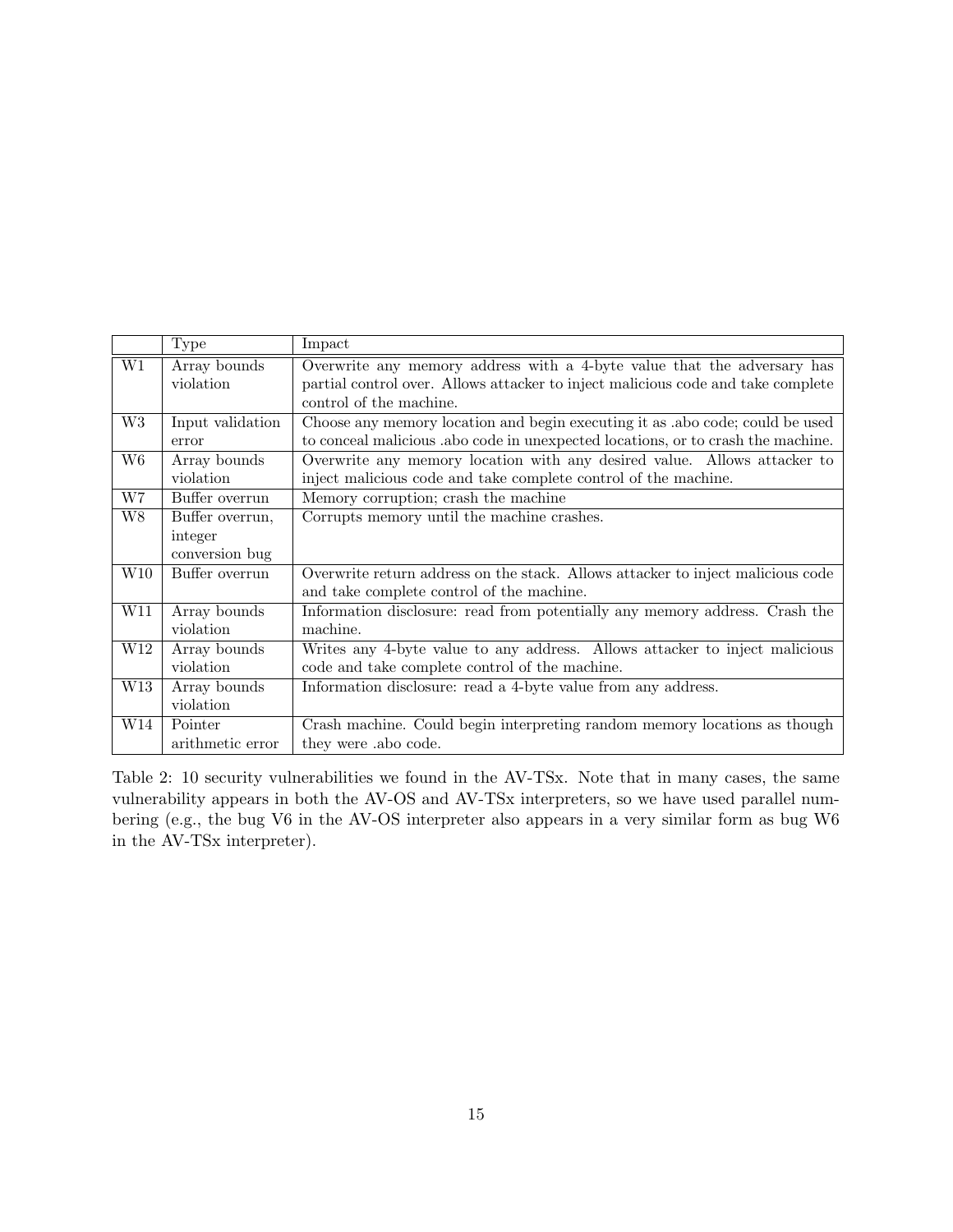| | Type | Impact |
|---|---|---|
| W1 | Array bounds violation | Overwrite any memory address with a 4-byte value that the adversary has partial control over. Allows attacker to inject malicious code and take complete control of the machine. |
| W3 | Input validation error | Choose any memory location and begin executing it as .abo code; could be used to conceal malicious .abo code in unexpected locations, or to crash the machine. |
| W6 | Array bounds violation | Overwrite any memory location with any desired value. Allows attacker to inject malicious code and take complete control of the machine. |
| W7 | Buffer overrun | Memory corruption; crash the machine |
| W8 | Buffer overrun, integer conversion bug | Corrupts memory until the machine crashes. |
| W10 | Buffer overrun | Overwrite return address on the stack. Allows attacker to inject malicious code and take complete control of the machine. |
| W11 | Array bounds violation | Information disclosure: read from potentially any memory address. Crash the machine. |
| W12 | Array bounds violation | Writes any 4-byte value to any address. Allows attacker to inject malicious code and take complete control of the machine. |
| W13 | Array bounds violation | Information disclosure: read a 4-byte value from any address. |
| W14 | Pointer arithmetic error | Crash machine. Could begin interpreting random memory locations as though they were .abo code. |

Table 2: 10 security vulnerabilities we found in the AV-TSx. Note that in many cases, the same vulnerability appears in both the AV-OS and AV-TSx interpreters, so we have used parallel numbering (e.g., the bug V6 in the AV-OS interpreter also appears in a very similar form as bug W6 in the AV-TSx interpreter).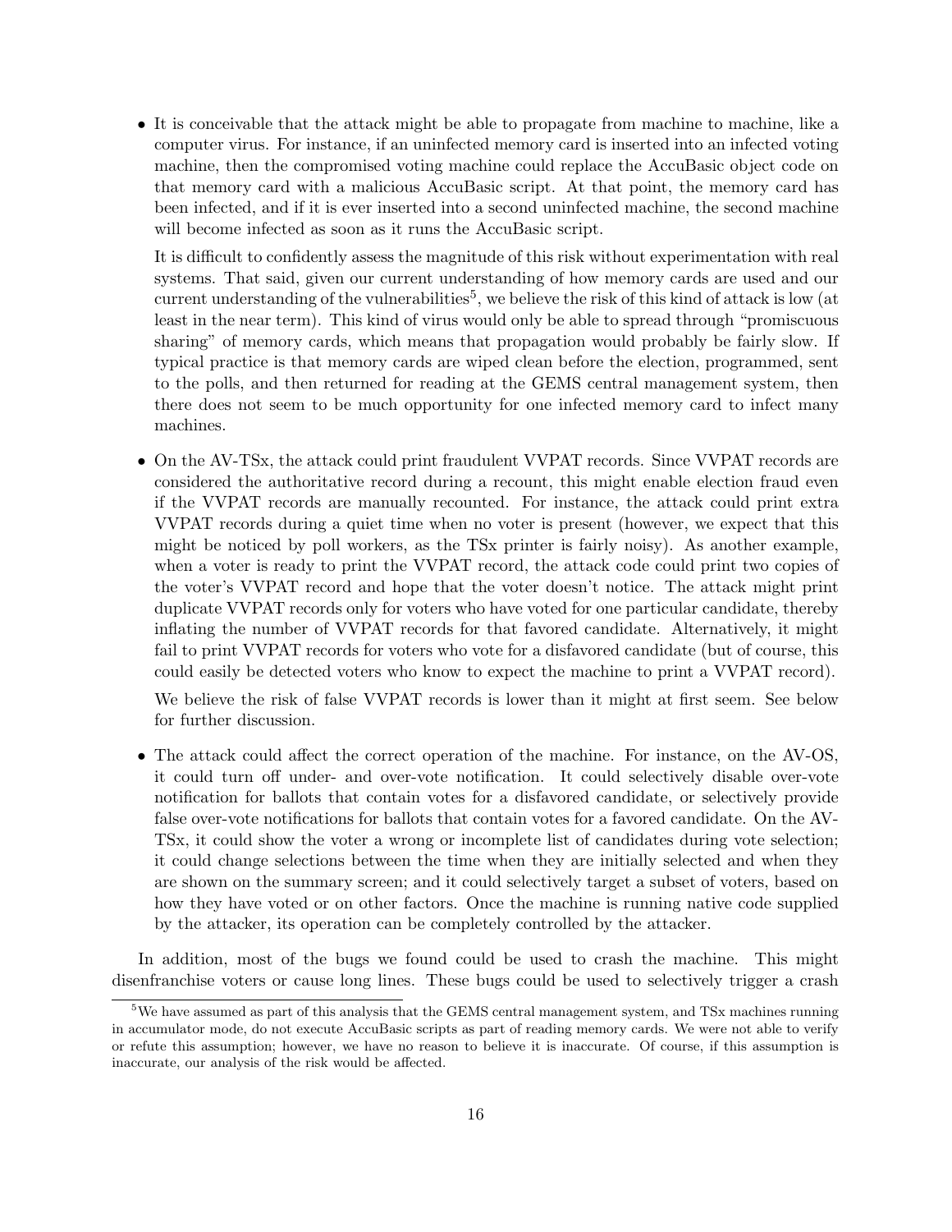- It is conceivable that the attack might be able to propagate from machine to machine, like a computer virus. For instance, if an uninfected memory card is inserted into an infected voting machine, then the compromised voting machine could replace the AccuBasic object code on that memory card with a malicious AccuBasic script. At that point, the memory card has been infected, and if it is ever inserted into a second uninfected machine, the second machine will become infected as soon as it runs the AccuBasic script.

  It is difficult to confidently assess the magnitude of this risk without experimentation with real systems. That said, given our current understanding of how memory cards are used and our current understanding of the vulnerabilities[5], we believe the risk of this kind of attack is low (at least in the near term). This kind of virus would only be able to spread through "promiscuous sharing" of memory cards, which means that propagation would probably be fairly slow. If typical practice is that memory cards are wiped clean before the election, programmed, sent to the polls, and then returned for reading at the GEMS central management system, then there does not seem to be much opportunity for one infected memory card to infect many machines.

- On the AV-TSx, the attack could print fraudulent VVPAT records. Since VVPAT records are considered the authoritative record during a recount, this might enable election fraud even if the VVPAT records are manually recounted. For instance, the attack could print extra VVPAT records during a quiet time when no voter is present (however, we expect that this might be noticed by poll workers, as the TSx printer is fairly noisy). As another example, when a voter is ready to print the VVPAT record, the attack code could print two copies of the voter's VVPAT record and hope that the voter doesn't notice. The attack might print duplicate VVPAT records only for voters who have voted for one particular candidate, thereby inflating the number of VVPAT records for that favored candidate. Alternatively, it might fail to print VVPAT records for voters who vote for a disfavored candidate (but of course, this could easily be detected voters who know to expect the machine to print a VVPAT record).

  We believe the risk of false VVPAT records is lower than it might at first seem. See below for further discussion.

- The attack could affect the correct operation of the machine. For instance, on the AV-OS, it could turn off under- and over-vote notification. It could selectively disable over-vote notification for ballots that contain votes for a disfavored candidate, or selectively provide false over-vote notifications for ballots that contain votes for a favored candidate. On the AV-TSx, it could show the voter a wrong or incomplete list of candidates during vote selection; it could change selections between the time when they are initially selected and when they are shown on the summary screen; and it could selectively target a subset of voters, based on how they have voted or on other factors. Once the machine is running native code supplied by the attacker, its operation can be completely controlled by the attacker.

In addition, most of the bugs we found could be used to crash the machine. This might disenfranchise voters or cause long lines. These bugs could be used to selectively trigger a crash

[5]We have assumed as part of this analysis that the GEMS central management system, and TSx machines running in accumulator mode, do not execute AccuBasic scripts as part of reading memory cards. We were not able to verify or refute this assumption; however, we have no reason to believe it is inaccurate. Of course, if this assumption is inaccurate, our analysis of the risk would be affected.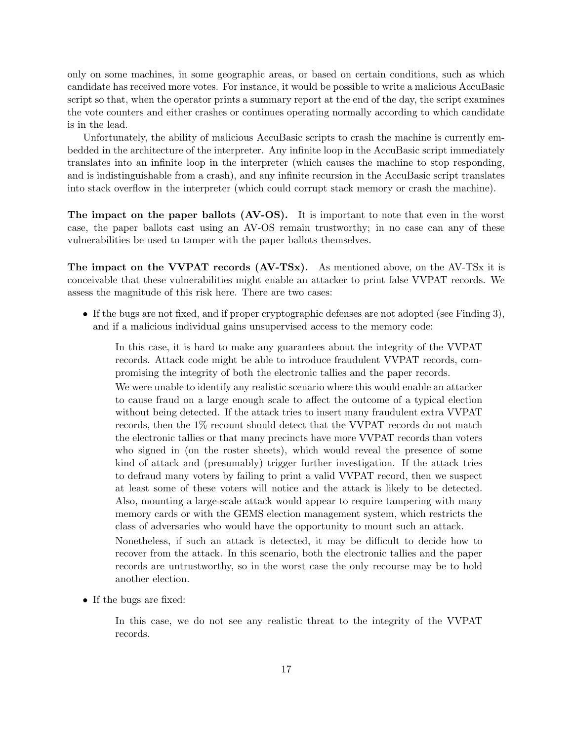only on some machines, in some geographic areas, or based on certain conditions, such as which candidate has received more votes. For instance, it would be possible to write a malicious AccuBasic script so that, when the operator prints a summary report at the end of the day, the script examines the vote counters and either crashes or continues operating normally according to which candidate is in the lead.

Unfortunately, the ability of malicious AccuBasic scripts to crash the machine is currently embedded in the architecture of the interpreter. Any infinite loop in the AccuBasic script immediately translates into an infinite loop in the interpreter (which causes the machine to stop responding, and is indistinguishable from a crash), and any infinite recursion in the AccuBasic script translates into stack overflow in the interpreter (which could corrupt stack memory or crash the machine).

**The impact on the paper ballots (AV-OS).** It is important to note that even in the worst case, the paper ballots cast using an AV-OS remain trustworthy; in no case can any of these vulnerabilities be used to tamper with the paper ballots themselves.

**The impact on the VVPAT records (AV-TSx).** As mentioned above, on the AV-TSx it is conceivable that these vulnerabilities might enable an attacker to print false VVPAT records. We assess the magnitude of this risk here. There are two cases:

- If the bugs are not fixed, and if proper cryptographic defenses are not adopted (see Finding 3), and if a malicious individual gains unsupervised access to the memory code:

  > In this case, it is hard to make any guarantees about the integrity of the VVPAT records. Attack code might be able to introduce fraudulent VVPAT records, compromising the integrity of both the electronic tallies and the paper records.
  >
  > We were unable to identify any realistic scenario where this would enable an attacker to cause fraud on a large enough scale to affect the outcome of a typical election without being detected. If the attack tries to insert many fraudulent extra VVPAT records, then the 1% recount should detect that the VVPAT records do not match the electronic tallies or that many precincts have more VVPAT records than voters who signed in (on the roster sheets), which would reveal the presence of some kind of attack and (presumably) trigger further investigation. If the attack tries to defraud many voters by failing to print a valid VVPAT record, then we suspect at least some of these voters will notice and the attack is likely to be detected. Also, mounting a large-scale attack would appear to require tampering with many memory cards or with the GEMS election management system, which restricts the class of adversaries who would have the opportunity to mount such an attack.
  >
  > Nonetheless, if such an attack is detected, it may be difficult to decide how to recover from the attack. In this scenario, both the electronic tallies and the paper records are untrustworthy, so in the worst case the only recourse may be to hold another election.

- If the bugs are fixed:

  > In this case, we do not see any realistic threat to the integrity of the VVPAT records.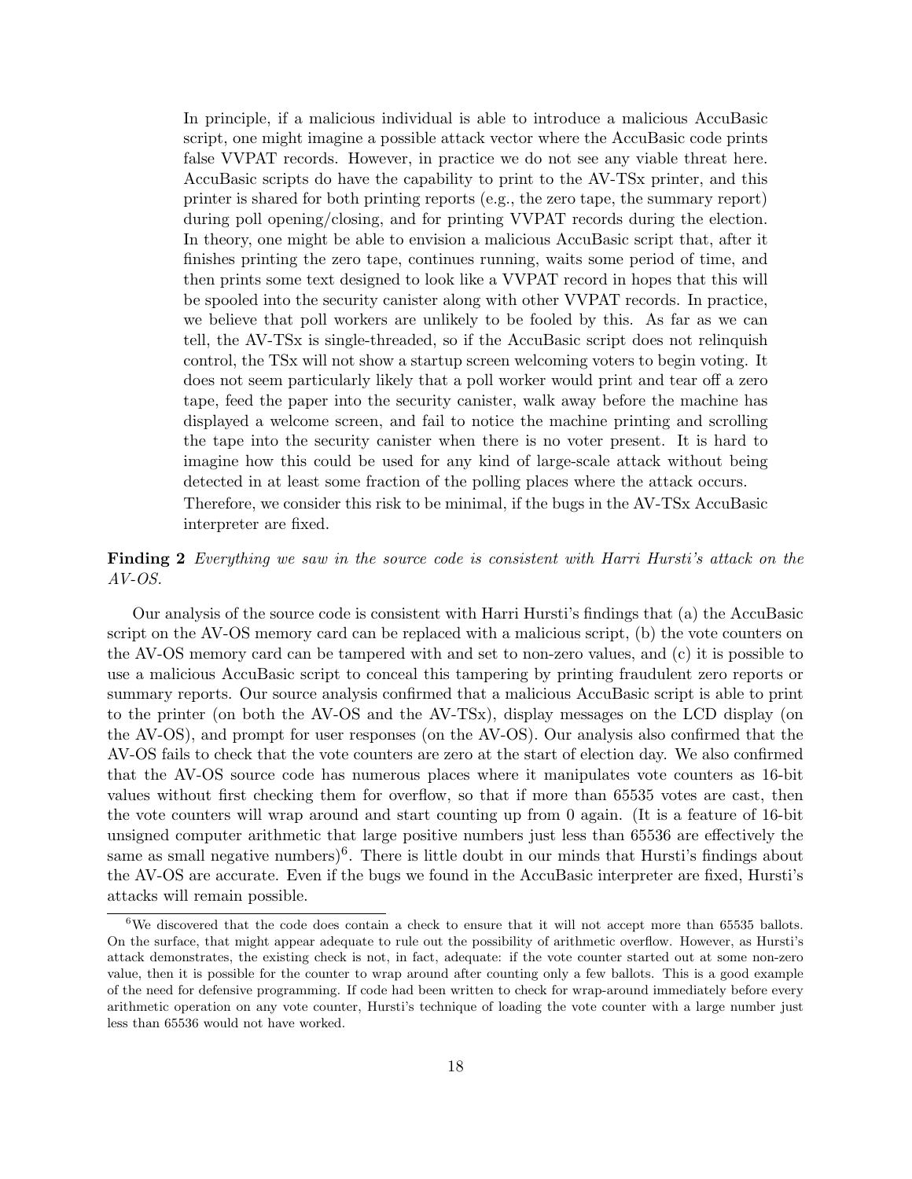In principle, if a malicious individual is able to introduce a malicious AccuBasic script, one might imagine a possible attack vector where the AccuBasic code prints false VVPAT records. However, in practice we do not see any viable threat here. AccuBasic scripts do have the capability to print to the AV-TSx printer, and this printer is shared for both printing reports (e.g., the zero tape, the summary report) during poll opening/closing, and for printing VVPAT records during the election. In theory, one might be able to envision a malicious AccuBasic script that, after it finishes printing the zero tape, continues running, waits some period of time, and then prints some text designed to look like a VVPAT record in hopes that this will be spooled into the security canister along with other VVPAT records. In practice, we believe that poll workers are unlikely to be fooled by this. As far as we can tell, the AV-TSx is single-threaded, so if the AccuBasic script does not relinquish control, the TSx will not show a startup screen welcoming voters to begin voting. It does not seem particularly likely that a poll worker would print and tear off a zero tape, feed the paper into the security canister, walk away before the machine has displayed a welcome screen, and fail to notice the machine printing and scrolling the tape into the security canister when there is no voter present. It is hard to imagine how this could be used for any kind of large-scale attack without being detected in at least some fraction of the polling places where the attack occurs. Therefore, we consider this risk to be minimal, if the bugs in the AV-TSx AccuBasic interpreter are fixed.

**Finding 2** *Everything we saw in the source code is consistent with Harri Hursti's attack on the AV-OS.*

Our analysis of the source code is consistent with Harri Hursti's findings that (a) the AccuBasic script on the AV-OS memory card can be replaced with a malicious script, (b) the vote counters on the AV-OS memory card can be tampered with and set to non-zero values, and (c) it is possible to use a malicious AccuBasic script to conceal this tampering by printing fraudulent zero reports or summary reports. Our source analysis confirmed that a malicious AccuBasic script is able to print to the printer (on both the AV-OS and the AV-TSx), display messages on the LCD display (on the AV-OS), and prompt for user responses (on the AV-OS). Our analysis also confirmed that the AV-OS fails to check that the vote counters are zero at the start of election day. We also confirmed that the AV-OS source code has numerous places where it manipulates vote counters as 16-bit values without first checking them for overflow, so that if more than 65535 votes are cast, then the vote counters will wrap around and start counting up from 0 again. (It is a feature of 16-bit unsigned computer arithmetic that large positive numbers just less than 65536 are effectively the same as small negative numbers)[6]. There is little doubt in our minds that Hursti's findings about the AV-OS are accurate. Even if the bugs we found in the AccuBasic interpreter are fixed, Hursti's attacks will remain possible.

[6] We discovered that the code does contain a check to ensure that it will not accept more than 65535 ballots. On the surface, that might appear adequate to rule out the possibility of arithmetic overflow. However, as Hursti's attack demonstrates, the existing check is not, in fact, adequate: if the vote counter started out at some non-zero value, then it is possible for the counter to wrap around after counting only a few ballots. This is a good example of the need for defensive programming. If code had been written to check for wrap-around immediately before every arithmetic operation on any vote counter, Hursti's technique of loading the vote counter with a large number just less than 65536 would not have worked.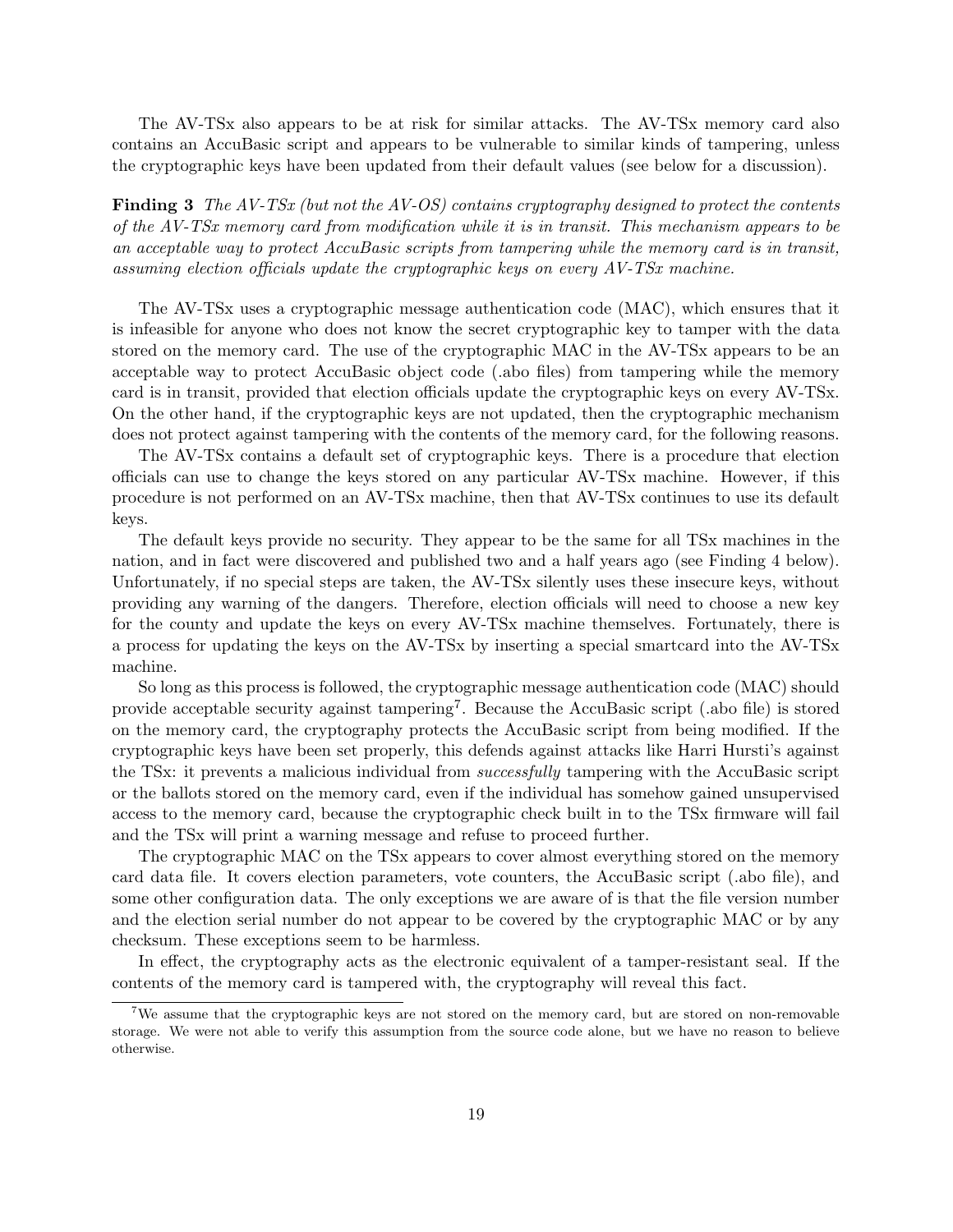The AV-TSx also appears to be at risk for similar attacks. The AV-TSx memory card also contains an AccuBasic script and appears to be vulnerable to similar kinds of tampering, unless the cryptographic keys have been updated from their default values (see below for a discussion).

**Finding 3** *The AV-TSx (but not the AV-OS) contains cryptography designed to protect the contents of the AV-TSx memory card from modification while it is in transit. This mechanism appears to be an acceptable way to protect AccuBasic scripts from tampering while the memory card is in transit, assuming election officials update the cryptographic keys on every AV-TSx machine.*

The AV-TSx uses a cryptographic message authentication code (MAC), which ensures that it is infeasible for anyone who does not know the secret cryptographic key to tamper with the data stored on the memory card. The use of the cryptographic MAC in the AV-TSx appears to be an acceptable way to protect AccuBasic object code (.abo files) from tampering while the memory card is in transit, provided that election officials update the cryptographic keys on every AV-TSx. On the other hand, if the cryptographic keys are not updated, then the cryptographic mechanism does not protect against tampering with the contents of the memory card, for the following reasons.

The AV-TSx contains a default set of cryptographic keys. There is a procedure that election officials can use to change the keys stored on any particular AV-TSx machine. However, if this procedure is not performed on an AV-TSx machine, then that AV-TSx continues to use its default keys.

The default keys provide no security. They appear to be the same for all TSx machines in the nation, and in fact were discovered and published two and a half years ago (see Finding 4 below). Unfortunately, if no special steps are taken, the AV-TSx silently uses these insecure keys, without providing any warning of the dangers. Therefore, election officials will need to choose a new key for the county and update the keys on every AV-TSx machine themselves. Fortunately, there is a process for updating the keys on the AV-TSx by inserting a special smartcard into the AV-TSx machine.

So long as this process is followed, the cryptographic message authentication code (MAC) should provide acceptable security against tampering[7]. Because the AccuBasic script (.abo file) is stored on the memory card, the cryptography protects the AccuBasic script from being modified. If the cryptographic keys have been set properly, this defends against attacks like Harri Hursti's against the TSx: it prevents a malicious individual from *successfully* tampering with the AccuBasic script or the ballots stored on the memory card, even if the individual has somehow gained unsupervised access to the memory card, because the cryptographic check built in to the TSx firmware will fail and the TSx will print a warning message and refuse to proceed further.

The cryptographic MAC on the TSx appears to cover almost everything stored on the memory card data file. It covers election parameters, vote counters, the AccuBasic script (.abo file), and some other configuration data. The only exceptions we are aware of is that the file version number and the election serial number do not appear to be covered by the cryptographic MAC or by any checksum. These exceptions seem to be harmless.

In effect, the cryptography acts as the electronic equivalent of a tamper-resistant seal. If the contents of the memory card is tampered with, the cryptography will reveal this fact.

[7] We assume that the cryptographic keys are not stored on the memory card, but are stored on non-removable storage. We were not able to verify this assumption from the source code alone, but we have no reason to believe otherwise.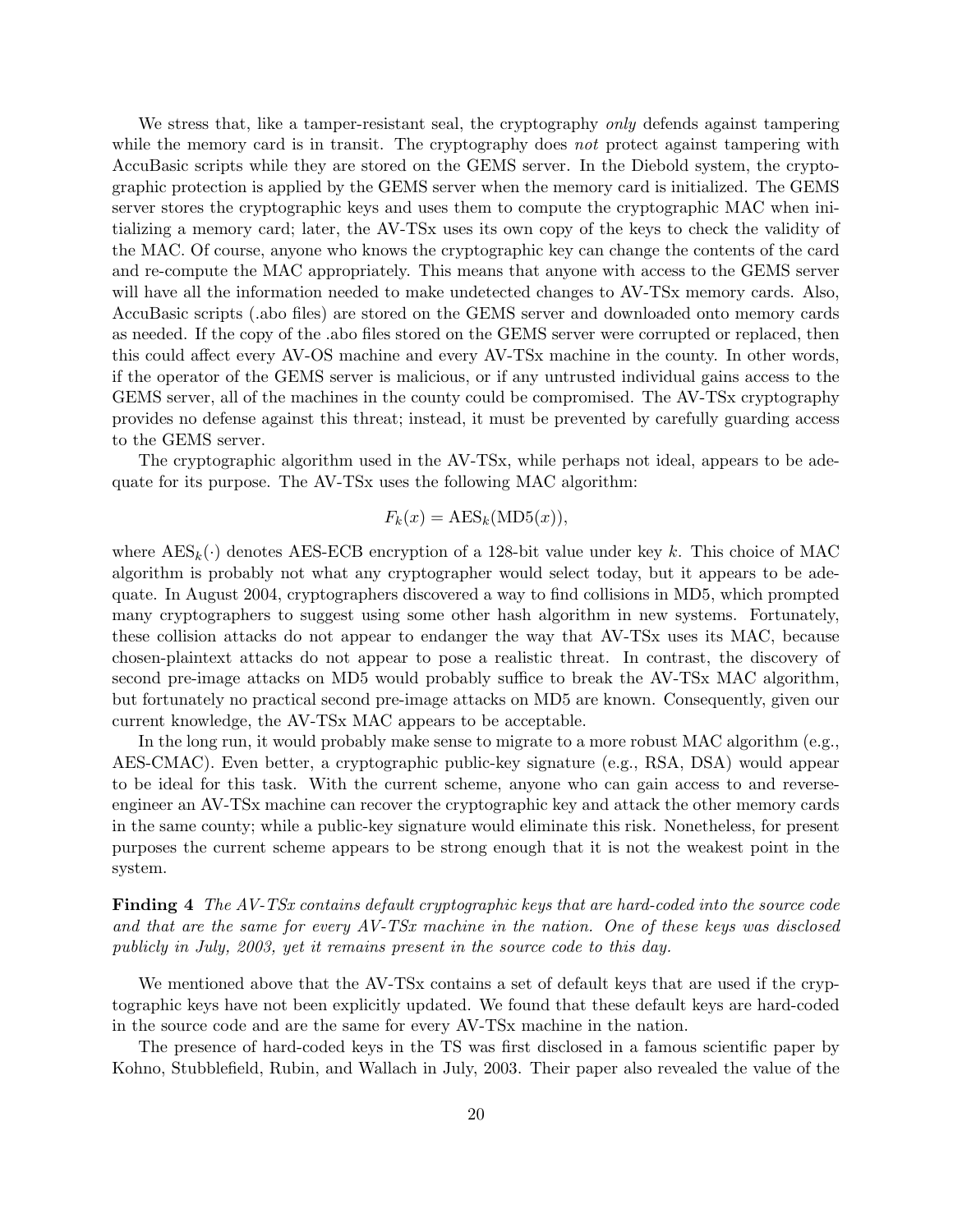We stress that, like a tamper-resistant seal, the cryptography *only* defends against tampering while the memory card is in transit. The cryptography does *not* protect against tampering with AccuBasic scripts while they are stored on the GEMS server. In the Diebold system, the cryptographic protection is applied by the GEMS server when the memory card is initialized. The GEMS server stores the cryptographic keys and uses them to compute the cryptographic MAC when initializing a memory card; later, the AV-TSx uses its own copy of the keys to check the validity of the MAC. Of course, anyone who knows the cryptographic key can change the contents of the card and re-compute the MAC appropriately. This means that anyone with access to the GEMS server will have all the information needed to make undetected changes to AV-TSx memory cards. Also, AccuBasic scripts (.abo files) are stored on the GEMS server and downloaded onto memory cards as needed. If the copy of the .abo files stored on the GEMS server were corrupted or replaced, then this could affect every AV-OS machine and every AV-TSx machine in the county. In other words, if the operator of the GEMS server is malicious, or if any untrusted individual gains access to the GEMS server, all of the machines in the county could be compromised. The AV-TSx cryptography provides no defense against this threat; instead, it must be prevented by carefully guarding access to the GEMS server.

The cryptographic algorithm used in the AV-TSx, while perhaps not ideal, appears to be adequate for its purpose. The AV-TSx uses the following MAC algorithm:

$$F_k(x) = \mathrm{AES}_k(\mathrm{MD5}(x)),$$

where $\mathrm{AES}_k(\cdot)$ denotes AES-ECB encryption of a 128-bit value under key $k$. This choice of MAC algorithm is probably not what any cryptographer would select today, but it appears to be adequate. In August 2004, cryptographers discovered a way to find collisions in MD5, which prompted many cryptographers to suggest using some other hash algorithm in new systems. Fortunately, these collision attacks do not appear to endanger the way that AV-TSx uses its MAC, because chosen-plaintext attacks do not appear to pose a realistic threat. In contrast, the discovery of second pre-image attacks on MD5 would probably suffice to break the AV-TSx MAC algorithm, but fortunately no practical second pre-image attacks on MD5 are known. Consequently, given our current knowledge, the AV-TSx MAC appears to be acceptable.

In the long run, it would probably make sense to migrate to a more robust MAC algorithm (e.g., AES-CMAC). Even better, a cryptographic public-key signature (e.g., RSA, DSA) would appear to be ideal for this task. With the current scheme, anyone who can gain access to and reverse-engineeer an AV-TSx machine can recover the cryptographic key and attack the other memory cards in the same county; while a public-key signature would eliminate this risk. Nonetheless, for present purposes the current scheme appears to be strong enough that it is not the weakest point in the system.

**Finding 4** *The AV-TSx contains default cryptographic keys that are hard-coded into the source code and that are the same for every AV-TSx machine in the nation. One of these keys was disclosed publicly in July, 2003, yet it remains present in the source code to this day.*

We mentioned above that the AV-TSx contains a set of default keys that are used if the cryptographic keys have not been explicitly updated. We found that these default keys are hard-coded in the source code and are the same for every AV-TSx machine in the nation.

The presence of hard-coded keys in the TS was first disclosed in a famous scientific paper by Kohno, Stubblefield, Rubin, and Wallach in July, 2003. Their paper also revealed the value of the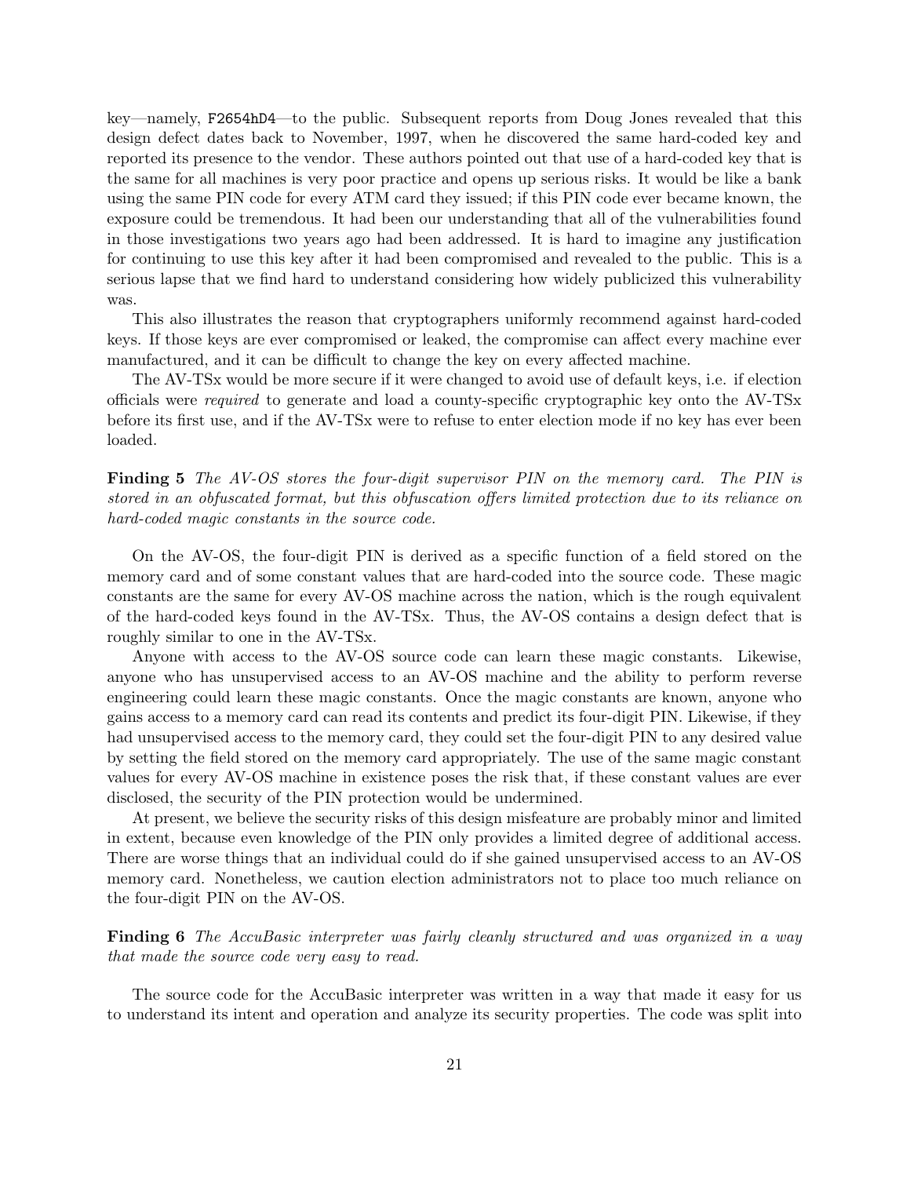key—namely, `F2654hD4`—to the public. Subsequent reports from Doug Jones revealed that this design defect dates back to November, 1997, when he discovered the same hard-coded key and reported its presence to the vendor. These authors pointed out that use of a hard-coded key that is the same for all machines is very poor practice and opens up serious risks. It would be like a bank using the same PIN code for every ATM card they issued; if this PIN code ever became known, the exposure could be tremendous. It had been our understanding that all of the vulnerabilities found in those investigations two years ago had been addressed. It is hard to imagine any justification for continuing to use this key after it had been compromised and revealed to the public. This is a serious lapse that we find hard to understand considering how widely publicized this vulnerability was.

This also illustrates the reason that cryptographers uniformly recommend against hard-coded keys. If those keys are ever compromised or leaked, the compromise can affect every machine ever manufactured, and it can be difficult to change the key on every affected machine.

The AV-TSx would be more secure if it were changed to avoid use of default keys, i.e. if election officials were *required* to generate and load a county-specific cryptographic key onto the AV-TSx before its first use, and if the AV-TSx were to refuse to enter election mode if no key has ever been loaded.

**Finding 5** *The AV-OS stores the four-digit supervisor PIN on the memory card. The PIN is stored in an obfuscated format, but this obfuscation offers limited protection due to its reliance on hard-coded magic constants in the source code.*

On the AV-OS, the four-digit PIN is derived as a specific function of a field stored on the memory card and of some constant values that are hard-coded into the source code. These magic constants are the same for every AV-OS machine across the nation, which is the rough equivalent of the hard-coded keys found in the AV-TSx. Thus, the AV-OS contains a design defect that is roughly similar to one in the AV-TSx.

Anyone with access to the AV-OS source code can learn these magic constants. Likewise, anyone who has unsupervised access to an AV-OS machine and the ability to perform reverse engineering could learn these magic constants. Once the magic constants are known, anyone who gains access to a memory card can read its contents and predict its four-digit PIN. Likewise, if they had unsupervised access to the memory card, they could set the four-digit PIN to any desired value by setting the field stored on the memory card appropriately. The use of the same magic constant values for every AV-OS machine in existence poses the risk that, if these constant values are ever disclosed, the security of the PIN protection would be undermined.

At present, we believe the security risks of this design misfeature are probably minor and limited in extent, because even knowledge of the PIN only provides a limited degree of additional access. There are worse things that an individual could do if she gained unsupervised access to an AV-OS memory card. Nonetheless, we caution election administrators not to place too much reliance on the four-digit PIN on the AV-OS.

**Finding 6** *The AccuBasic interpreter was fairly cleanly structured and was organized in a way that made the source code very easy to read.*

The source code for the AccuBasic interpreter was written in a way that made it easy for us to understand its intent and operation and analyze its security properties. The code was split into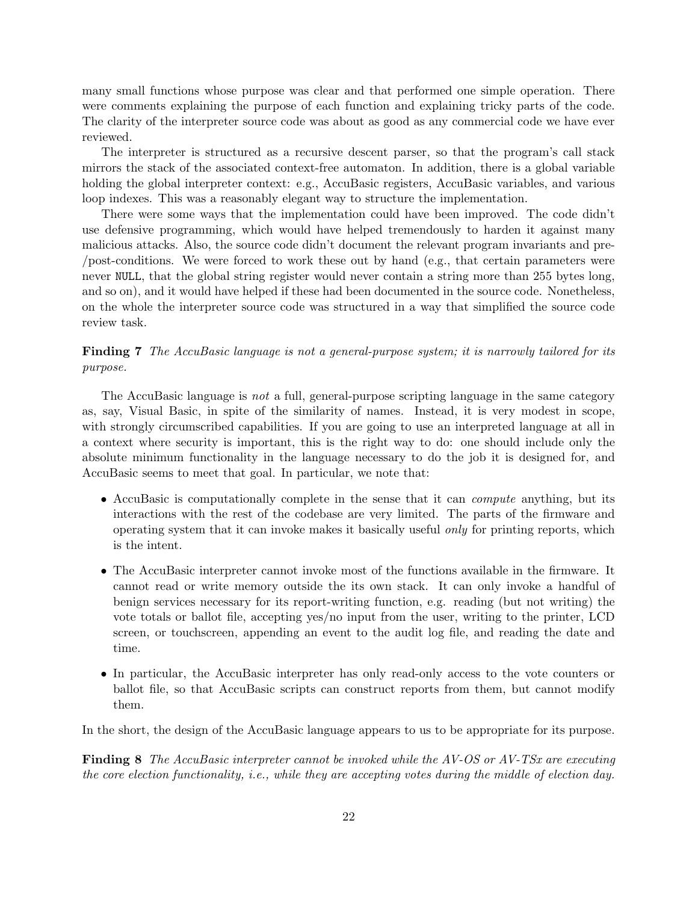many small functions whose purpose was clear and that performed one simple operation. There were comments explaining the purpose of each function and explaining tricky parts of the code. The clarity of the interpreter source code was about as good as any commercial code we have ever reviewed.

The interpreter is structured as a recursive descent parser, so that the program's call stack mirrors the stack of the associated context-free automaton. In addition, there is a global variable holding the global interpreter context: e.g., AccuBasic registers, AccuBasic variables, and various loop indexes. This was a reasonably elegant way to structure the implementation.

There were some ways that the implementation could have been improved. The code didn't use defensive programming, which would have helped tremendously to harden it against many malicious attacks. Also, the source code didn't document the relevant program invariants and pre-/post-conditions. We were forced to work these out by hand (e.g., that certain parameters were never `NULL`, that the global string register would never contain a string more than 255 bytes long, and so on), and it would have helped if these had been documented in the source code. Nonetheless, on the whole the interpreter source code was structured in a way that simplified the source code review task.

**Finding 7** *The AccuBasic language is not a general-purpose system; it is narrowly tailored for its purpose.*

The AccuBasic language is *not* a full, general-purpose scripting language in the same category as, say, Visual Basic, in spite of the similarity of names. Instead, it is very modest in scope, with strongly circumscribed capabilities. If you are going to use an interpreted language at all in a context where security is important, this is the right way to do: one should include only the absolute minimum functionality in the language necessary to do the job it is designed for, and AccuBasic seems to meet that goal. In particular, we note that:

- AccuBasic is computationally complete in the sense that it can *compute* anything, but its interactions with the rest of the codebase are very limited. The parts of the firmware and operating system that it can invoke makes it basically useful *only* for printing reports, which is the intent.
- The AccuBasic interpreter cannot invoke most of the functions available in the firmware. It cannot read or write memory outside the its own stack. It can only invoke a handful of benign services necessary for its report-writing function, e.g. reading (but not writing) the vote totals or ballot file, accepting yes/no input from the user, writing to the printer, LCD screen, or touchscreen, appending an event to the audit log file, and reading the date and time.
- In particular, the AccuBasic interpreter has only read-only access to the vote counters or ballot file, so that AccuBasic scripts can construct reports from them, but cannot modify them.

In the short, the design of the AccuBasic language appears to us to be appropriate for its purpose.

**Finding 8** *The AccuBasic interpreter cannot be invoked while the AV-OS or AV-TSx are executing the core election functionality, i.e., while they are accepting votes during the middle of election day.*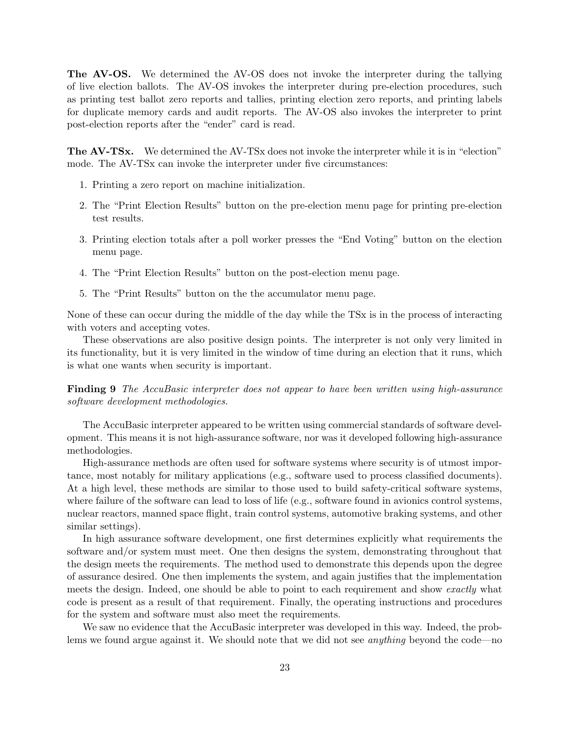**The AV-OS.** We determined the AV-OS does not invoke the interpreter during the tallying of live election ballots. The AV-OS invokes the interpreter during pre-election procedures, such as printing test ballot zero reports and tallies, printing election zero reports, and printing labels for duplicate memory cards and audit reports. The AV-OS also invokes the interpreter to print post-election reports after the "ender" card is read.

**The AV-TSx.** We determined the AV-TSx does not invoke the interpreter while it is in "election" mode. The AV-TSx can invoke the interpreter under five circumstances:

1. Printing a zero report on machine initialization.
2. The "Print Election Results" button on the pre-election menu page for printing pre-election test results.
3. Printing election totals after a poll worker presses the "End Voting" button on the election menu page.
4. The "Print Election Results" button on the post-election menu page.
5. The "Print Results" button on the the accumulator menu page.

None of these can occur during the middle of the day while the TSx is in the process of interacting with voters and accepting votes.

These observations are also positive design points. The interpreter is not only very limited in its functionality, but it is very limited in the window of time during an election that it runs, which is what one wants when security is important.

**Finding 9** *The AccuBasic interpreter does not appear to have been written using high-assurance software development methodologies.*

The AccuBasic interpreter appeared to be written using commercial standards of software development. This means it is not high-assurance software, nor was it developed following high-assurance methodologies.

High-assurance methods are often used for software systems where security is of utmost importance, most notably for military applications (e.g., software used to process classified documents). At a high level, these methods are similar to those used to build safety-critical software systems, where failure of the software can lead to loss of life (e.g., software found in avionics control systems, nuclear reactors, manned space flight, train control systems, automotive braking systems, and other similar settings).

In high assurance software development, one first determines explicitly what requirements the software and/or system must meet. One then designs the system, demonstrating throughout that the design meets the requirements. The method used to demonstrate this depends upon the degree of assurance desired. One then implements the system, and again justifies that the implementation meets the design. Indeed, one should be able to point to each requirement and show *exactly* what code is present as a result of that requirement. Finally, the operating instructions and procedures for the system and software must also meet the requirements.

We saw no evidence that the AccuBasic interpreter was developed in this way. Indeed, the problems we found argue against it. We should note that we did not see *anything* beyond the code—no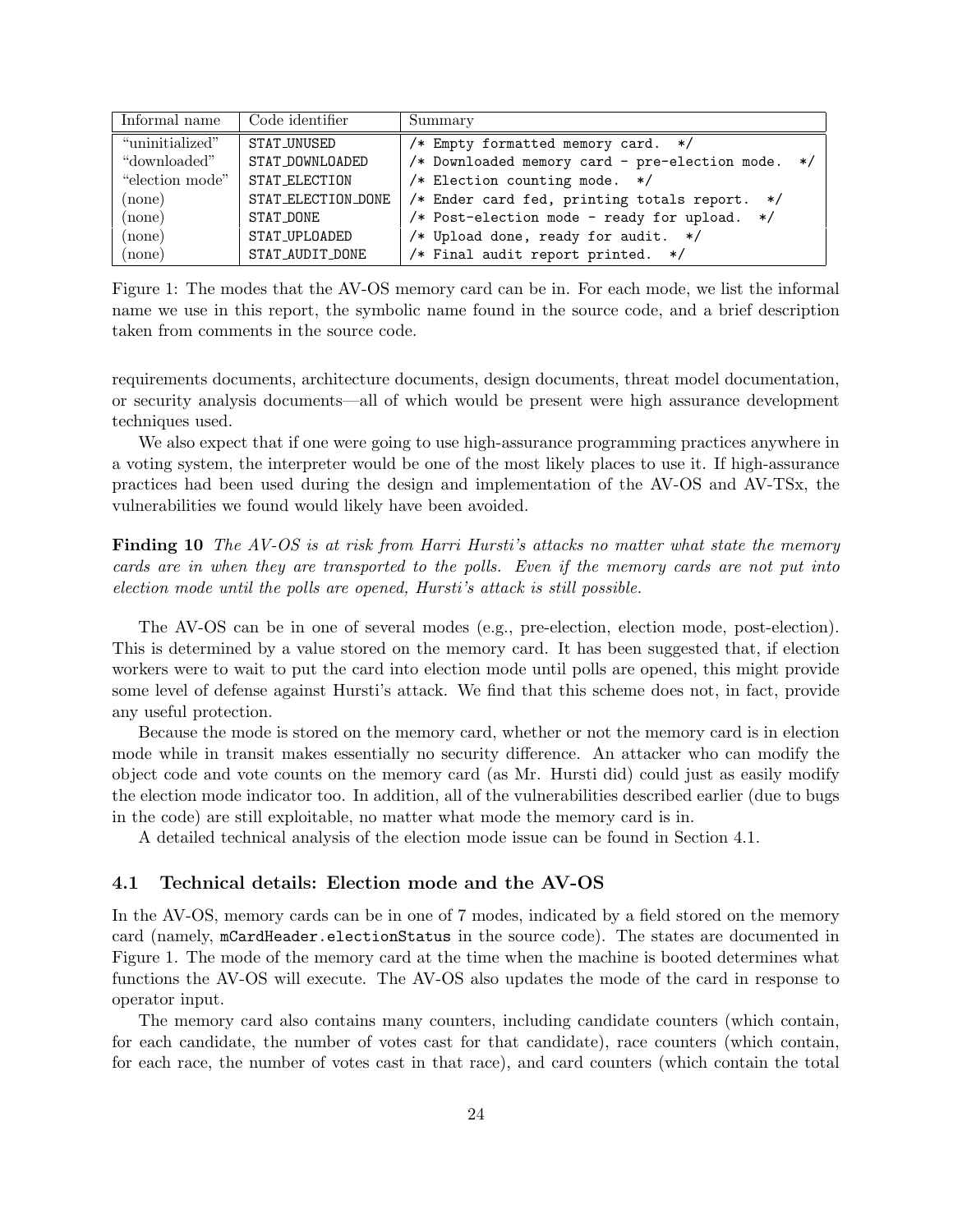| Informal name | Code identifier | Summary |
|---|---|---|
| "uninitialized" | STAT_UNUSED | `/* Empty formatted memory card. */` |
| "downloaded" | STAT_DOWNLOADED | `/* Downloaded memory card - pre-election mode. */` |
| "election mode" | STAT_ELECTION | `/* Election counting mode. */` |
| (none) | STAT_ELECTION_DONE | `/* Ender card fed, printing totals report. */` |
| (none) | STAT_DONE | `/* Post-election mode - ready for upload. */` |
| (none) | STAT_UPLOADED | `/* Upload done, ready for audit. */` |
| (none) | STAT_AUDIT_DONE | `/* Final audit report printed. */` |

Figure 1: The modes that the AV-OS memory card can be in. For each mode, we list the informal name we use in this report, the symbolic name found in the source code, and a brief description taken from comments in the source code.

requirements documents, architecture documents, design documents, threat model documentation, or security analysis documents—all of which would be present were high assurance development techniques used.

We also expect that if one were going to use high-assurance programming practices anywhere in a voting system, the interpreter would be one of the most likely places to use it. If high-assurance practices had been used during the design and implementation of the AV-OS and AV-TSx, the vulnerabilities we found would likely have been avoided.

**Finding 10** *The AV-OS is at risk from Harri Hursti's attacks no matter what state the memory cards are in when they are transported to the polls. Even if the memory cards are not put into election mode until the polls are opened, Hursti's attack is still possible.*

The AV-OS can be in one of several modes (e.g., pre-election, election mode, post-election). This is determined by a value stored on the memory card. It has been suggested that, if election workers were to wait to put the card into election mode until polls are opened, this might provide some level of defense against Hursti's attack. We find that this scheme does not, in fact, provide any useful protection.

Because the mode is stored on the memory card, whether or not the memory card is in election mode while in transit makes essentially no security difference. An attacker who can modify the object code and vote counts on the memory card (as Mr. Hursti did) could just as easily modify the election mode indicator too. In addition, all of the vulnerabilities described earlier (due to bugs in the code) are still exploitable, no matter what mode the memory card is in.

A detailed technical analysis of the election mode issue can be found in Section 4.1.

### 4.1 Technical details: Election mode and the AV-OS

In the AV-OS, memory cards can be in one of 7 modes, indicated by a field stored on the memory card (namely, `mCardHeader.electionStatus` in the source code). The states are documented in Figure 1. The mode of the memory card at the time when the machine is booted determines what functions the AV-OS will execute. The AV-OS also updates the mode of the card in response to operator input.

The memory card also contains many counters, including candidate counters (which contain, for each candidate, the number of votes cast for that candidate), race counters (which contain, for each race, the number of votes cast in that race), and card counters (which contain the total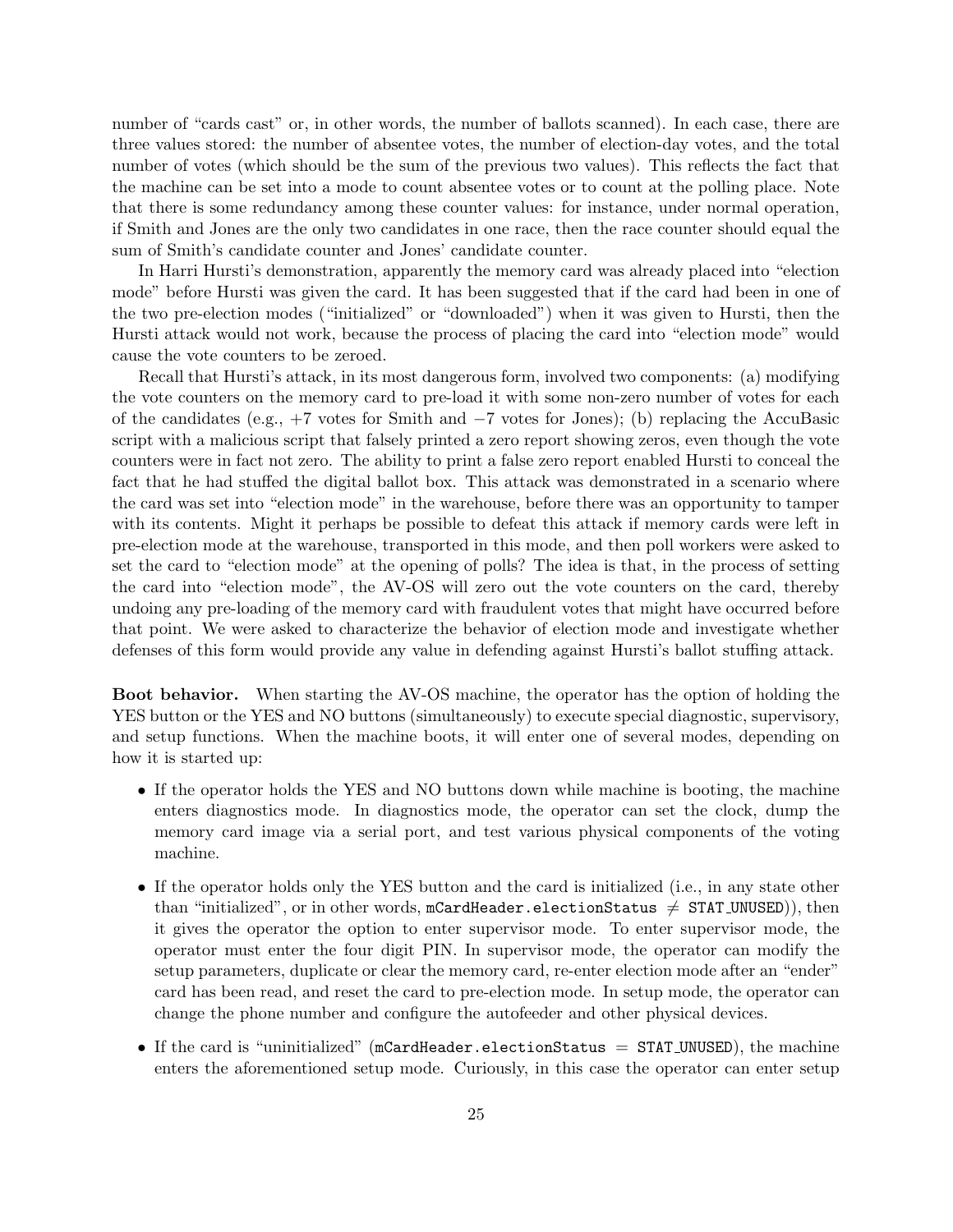number of "cards cast" or, in other words, the number of ballots scanned). In each case, there are three values stored: the number of absentee votes, the number of election-day votes, and the total number of votes (which should be the sum of the previous two values). This reflects the fact that the machine can be set into a mode to count absentee votes or to count at the polling place. Note that there is some redundancy among these counter values: for instance, under normal operation, if Smith and Jones are the only two candidates in one race, then the race counter should equal the sum of Smith's candidate counter and Jones' candidate counter.

In Harri Hursti's demonstration, apparently the memory card was already placed into "election mode" before Hursti was given the card. It has been suggested that if the card had been in one of the two pre-election modes ("initialized" or "downloaded") when it was given to Hursti, then the Hursti attack would not work, because the process of placing the card into "election mode" would cause the vote counters to be zeroed.

Recall that Hursti's attack, in its most dangerous form, involved two components: (a) modifying the vote counters on the memory card to pre-load it with some non-zero number of votes for each of the candidates (e.g., +7 votes for Smith and −7 votes for Jones); (b) replacing the AccuBasic script with a malicious script that falsely printed a zero report showing zeros, even though the vote counters were in fact not zero. The ability to print a false zero report enabled Hursti to conceal the fact that he had stuffed the digital ballot box. This attack was demonstrated in a scenario where the card was set into "election mode" in the warehouse, before there was an opportunity to tamper with its contents. Might it perhaps be possible to defeat this attack if memory cards were left in pre-election mode at the warehouse, transported in this mode, and then poll workers were asked to set the card to "election mode" at the opening of polls? The idea is that, in the process of setting the card into "election mode", the AV-OS will zero out the vote counters on the card, thereby undoing any pre-loading of the memory card with fraudulent votes that might have occurred before that point. We were asked to characterize the behavior of election mode and investigate whether defenses of this form would provide any value in defending against Hursti's ballot stuffing attack.

**Boot behavior.** When starting the AV-OS machine, the operator has the option of holding the YES button or the YES and NO buttons (simultaneously) to execute special diagnostic, supervisory, and setup functions. When the machine boots, it will enter one of several modes, depending on how it is started up:

- If the operator holds the YES and NO buttons down while machine is booting, the machine enters diagnostics mode. In diagnostics mode, the operator can set the clock, dump the memory card image via a serial port, and test various physical components of the voting machine.
- If the operator holds only the YES button and the card is initialized (i.e., in any state other than "initialized", or in other words, `mCardHeader.electionStatus` ≠ `STAT_UNUSED`)), then it gives the operator the option to enter supervisor mode. To enter supervisor mode, the operator must enter the four digit PIN. In supervisor mode, the operator can modify the setup parameters, duplicate or clear the memory card, re-enter election mode after an "ender" card has been read, and reset the card to pre-election mode. In setup mode, the operator can change the phone number and configure the autofeeder and other physical devices.
- If the card is "uninitialized" (`mCardHeader.electionStatus = STAT_UNUSED`), the machine enters the aforementioned setup mode. Curiously, in this case the operator can enter setup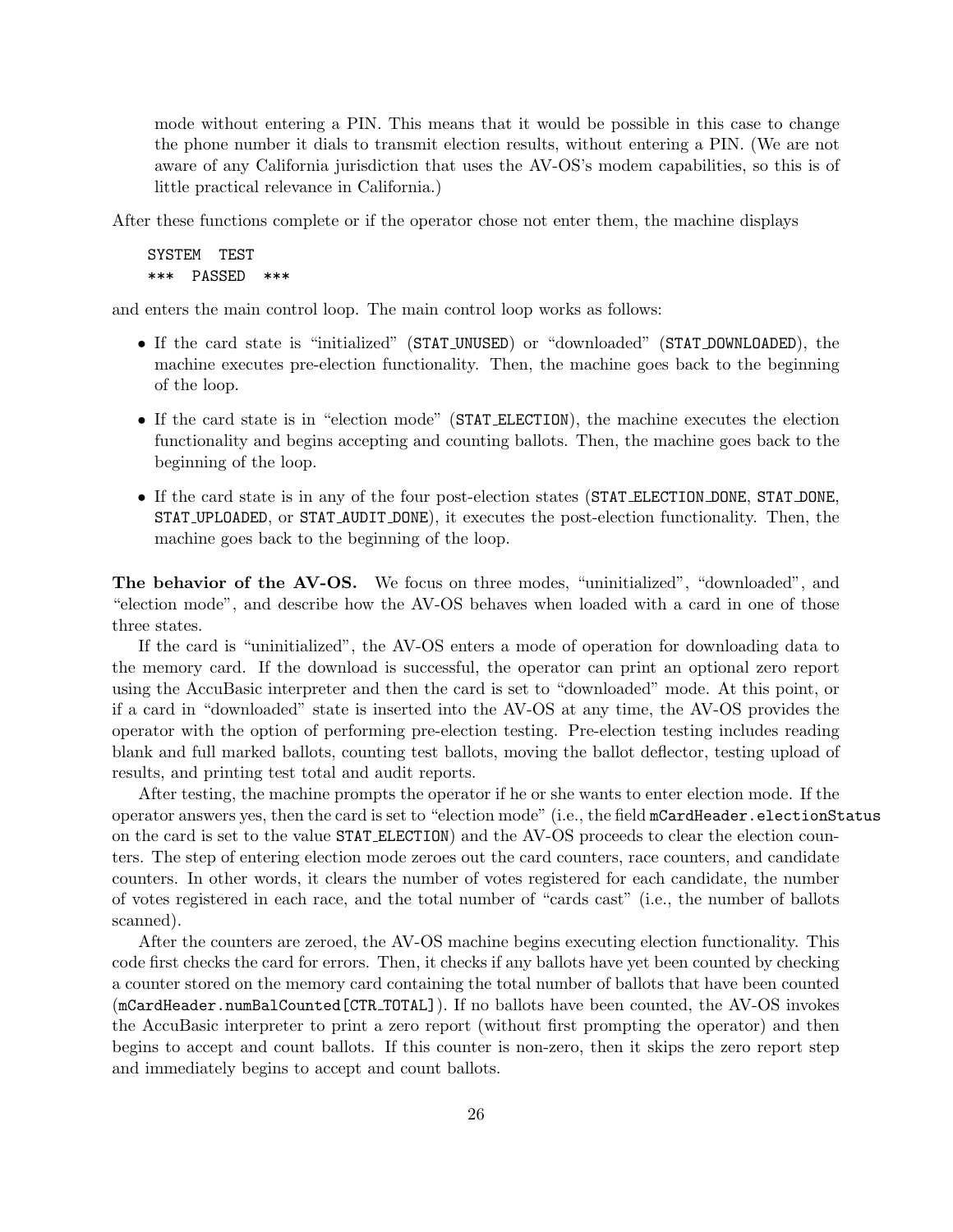mode without entering a PIN. This means that it would be possible in this case to change the phone number it dials to transmit election results, without entering a PIN. (We are not aware of any California jurisdiction that uses the AV-OS's modem capabilities, so this is of little practical relevance in California.)

After these functions complete or if the operator chose not enter them, the machine displays

```
SYSTEM  TEST
***  PASSED  ***
```

and enters the main control loop. The main control loop works as follows:

- If the card state is "initialized" (`STAT_UNUSED`) or "downloaded" (`STAT_DOWNLOADED`), the machine executes pre-election functionality. Then, the machine goes back to the beginning of the loop.
- If the card state is in "election mode" (`STAT_ELECTION`), the machine executes the election functionality and begins accepting and counting ballots. Then, the machine goes back to the beginning of the loop.
- If the card state is in any of the four post-election states (`STAT_ELECTION_DONE`, `STAT_DONE`, `STAT_UPLOADED`, or `STAT_AUDIT_DONE`), it executes the post-election functionality. Then, the machine goes back to the beginning of the loop.

**The behavior of the AV-OS.** We focus on three modes, "uninitialized", "downloaded", and "election mode", and describe how the AV-OS behaves when loaded with a card in one of those three states.

If the card is "uninitialized", the AV-OS enters a mode of operation for downloading data to the memory card. If the download is successful, the operator can print an optional zero report using the AccuBasic interpreter and then the card is set to "downloaded" mode. At this point, or if a card in "downloaded" state is inserted into the AV-OS at any time, the AV-OS provides the operator with the option of performing pre-election testing. Pre-election testing includes reading blank and full marked ballots, counting test ballots, moving the ballot deflector, testing upload of results, and printing test total and audit reports.

After testing, the machine prompts the operator if he or she wants to enter election mode. If the operator answers yes, then the card is set to "election mode" (i.e., the field `mCardHeader.electionStatus` on the card is set to the value `STAT_ELECTION`) and the AV-OS proceeds to clear the election counters. The step of entering election mode zeroes out the card counters, race counters, and candidate counters. In other words, it clears the number of votes registered for each candidate, the number of votes registered in each race, and the total number of "cards cast" (i.e., the number of ballots scanned).

After the counters are zeroed, the AV-OS machine begins executing election functionality. This code first checks the card for errors. Then, it checks if any ballots have yet been counted by checking a counter stored on the memory card containing the total number of ballots that have been counted (`mCardHeader.numBalCounted[CTR_TOTAL]`). If no ballots have been counted, the AV-OS invokes the AccuBasic interpreter to print a zero report (without first prompting the operator) and then begins to accept and count ballots. If this counter is non-zero, then it skips the zero report step and immediately begins to accept and count ballots.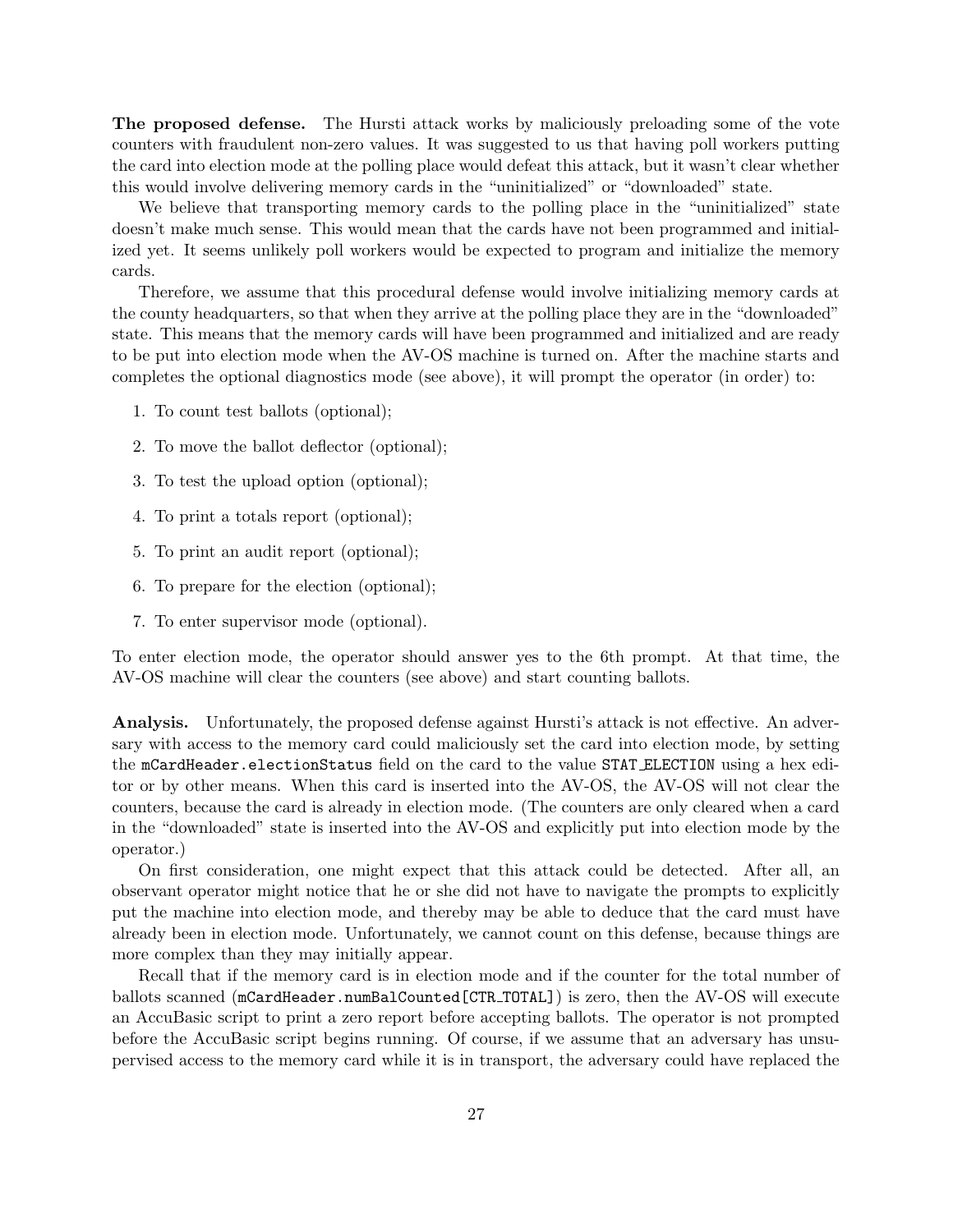**The proposed defense.** The Hursti attack works by maliciously preloading some of the vote counters with fraudulent non-zero values. It was suggested to us that having poll workers putting the card into election mode at the polling place would defeat this attack, but it wasn't clear whether this would involve delivering memory cards in the "uninitialized" or "downloaded" state.

We believe that transporting memory cards to the polling place in the "uninitialized" state doesn't make much sense. This would mean that the cards have not been programmed and initialized yet. It seems unlikely poll workers would be expected to program and initialize the memory cards.

Therefore, we assume that this procedural defense would involve initializing memory cards at the county headquarters, so that when they arrive at the polling place they are in the "downloaded" state. This means that the memory cards will have been programmed and initialized and are ready to be put into election mode when the AV-OS machine is turned on. After the machine starts and completes the optional diagnostics mode (see above), it will prompt the operator (in order) to:

1. To count test ballots (optional);
2. To move the ballot deflector (optional);
3. To test the upload option (optional);
4. To print a totals report (optional);
5. To print an audit report (optional);
6. To prepare for the election (optional);
7. To enter supervisor mode (optional).

To enter election mode, the operator should answer yes to the 6th prompt. At that time, the AV-OS machine will clear the counters (see above) and start counting ballots.

**Analysis.** Unfortunately, the proposed defense against Hursti's attack is not effective. An adversary with access to the memory card could maliciously set the card into election mode, by setting the `mCardHeader.electionStatus` field on the card to the value `STAT_ELECTION` using a hex editor or by other means. When this card is inserted into the AV-OS, the AV-OS will not clear the counters, because the card is already in election mode. (The counters are only cleared when a card in the "downloaded" state is inserted into the AV-OS and explicitly put into election mode by the operator.)

On first consideration, one might expect that this attack could be detected. After all, an observant operator might notice that he or she did not have to navigate the prompts to explicitly put the machine into election mode, and thereby may be able to deduce that the card must have already been in election mode. Unfortunately, we cannot count on this defense, because things are more complex than they may initially appear.

Recall that if the memory card is in election mode and if the counter for the total number of ballots scanned (`mCardHeader.numBalCounted[CTR_TOTAL]`) is zero, then the AV-OS will execute an AccuBasic script to print a zero report before accepting ballots. The operator is not prompted before the AccuBasic script begins running. Of course, if we assume that an adversary has unsupervised access to the memory card while it is in transport, the adversary could have replaced the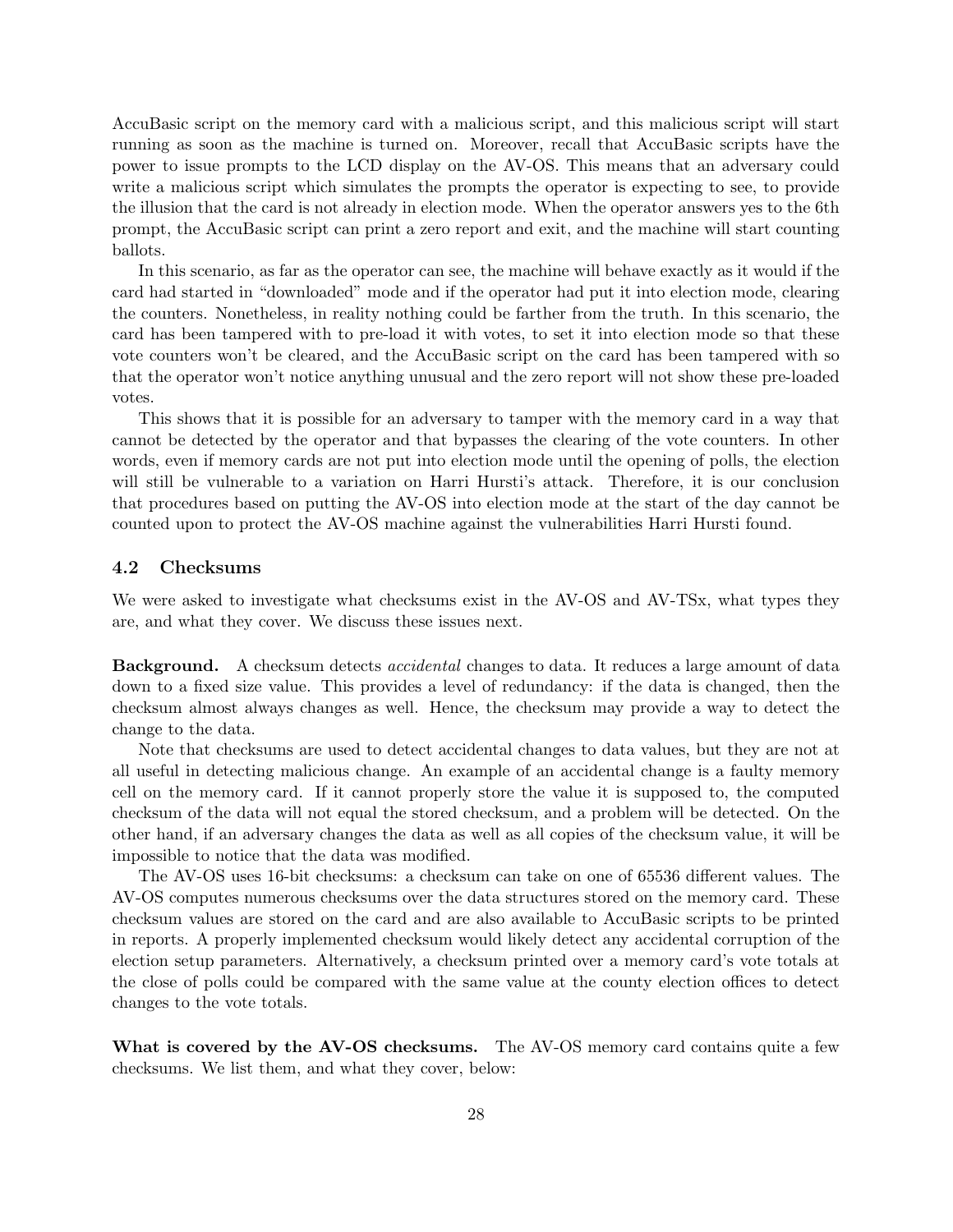AccuBasic script on the memory card with a malicious script, and this malicious script will start running as soon as the machine is turned on. Moreover, recall that AccuBasic scripts have the power to issue prompts to the LCD display on the AV-OS. This means that an adversary could write a malicious script which simulates the prompts the operator is expecting to see, to provide the illusion that the card is not already in election mode. When the operator answers yes to the 6th prompt, the AccuBasic script can print a zero report and exit, and the machine will start counting ballots.

In this scenario, as far as the operator can see, the machine will behave exactly as it would if the card had started in "downloaded" mode and if the operator had put it into election mode, clearing the counters. Nonetheless, in reality nothing could be farther from the truth. In this scenario, the card has been tampered with to pre-load it with votes, to set it into election mode so that these vote counters won't be cleared, and the AccuBasic script on the card has been tampered with so that the operator won't notice anything unusual and the zero report will not show these pre-loaded votes.

This shows that it is possible for an adversary to tamper with the memory card in a way that cannot be detected by the operator and that bypasses the clearing of the vote counters. In other words, even if memory cards are not put into election mode until the opening of polls, the election will still be vulnerable to a variation on Harri Hursti's attack. Therefore, it is our conclusion that procedures based on putting the AV-OS into election mode at the start of the day cannot be counted upon to protect the AV-OS machine against the vulnerabilities Harri Hursti found.

### 4.2 Checksums

We were asked to investigate what checksums exist in the AV-OS and AV-TSx, what types they are, and what they cover. We discuss these issues next.

**Background.** A checksum detects *accidental* changes to data. It reduces a large amount of data down to a fixed size value. This provides a level of redundancy: if the data is changed, then the checksum almost always changes as well. Hence, the checksum may provide a way to detect the change to the data.

Note that checksums are used to detect accidental changes to data values, but they are not at all useful in detecting malicious change. An example of an accidental change is a faulty memory cell on the memory card. If it cannot properly store the value it is supposed to, the computed checksum of the data will not equal the stored checksum, and a problem will be detected. On the other hand, if an adversary changes the data as well as all copies of the checksum value, it will be impossible to notice that the data was modified.

The AV-OS uses 16-bit checksums: a checksum can take on one of 65536 different values. The AV-OS computes numerous checksums over the data structures stored on the memory card. These checksum values are stored on the card and are also available to AccuBasic scripts to be printed in reports. A properly implemented checksum would likely detect any accidental corruption of the election setup parameters. Alternatively, a checksum printed over a memory card's vote totals at the close of polls could be compared with the same value at the county election offices to detect changes to the vote totals.

**What is covered by the AV-OS checksums.** The AV-OS memory card contains quite a few checksums. We list them, and what they cover, below: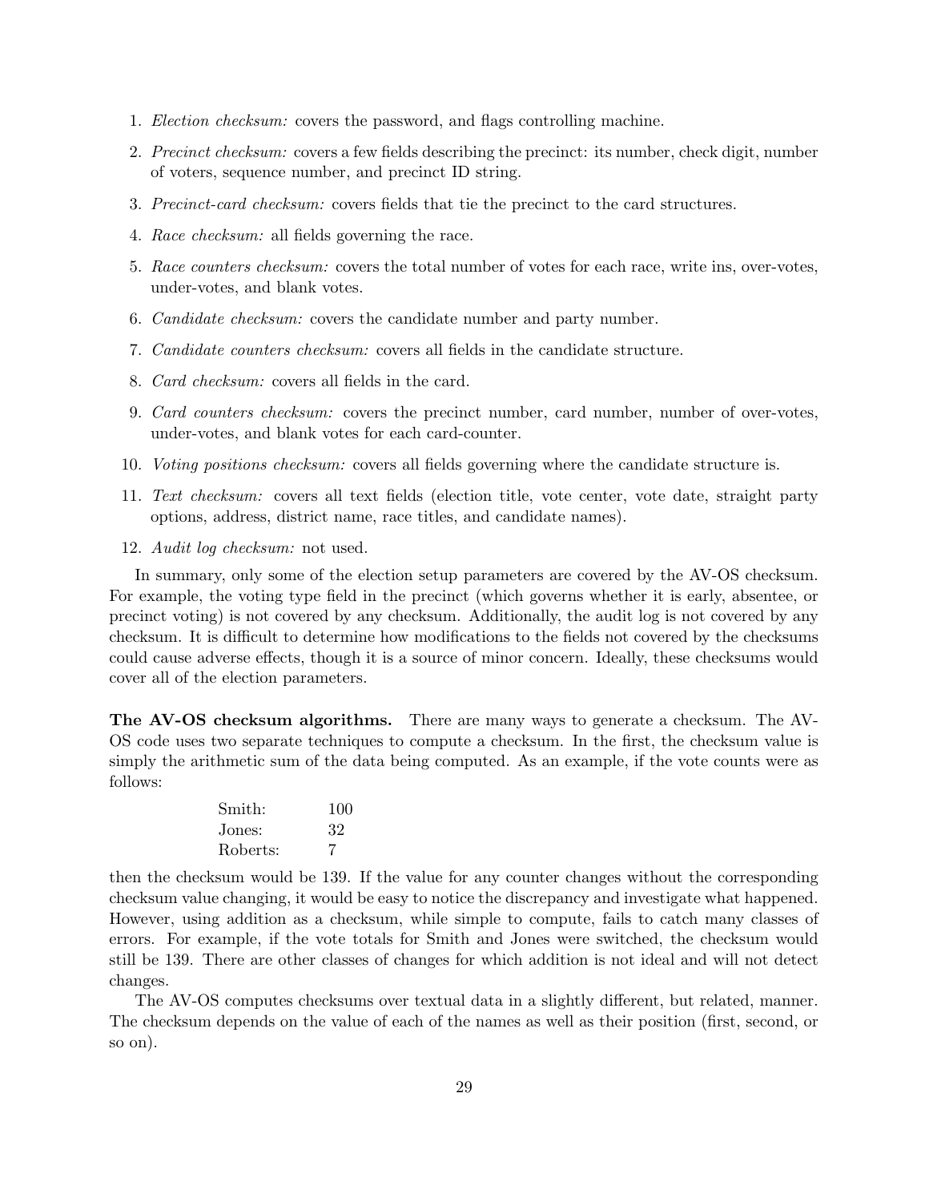1. *Election checksum:* covers the password, and flags controlling machine.
2. *Precinct checksum:* covers a few fields describing the precinct: its number, check digit, number of voters, sequence number, and precinct ID string.
3. *Precinct-card checksum:* covers fields that tie the precinct to the card structures.
4. *Race checksum:* all fields governing the race.
5. *Race counters checksum:* covers the total number of votes for each race, write ins, over-votes, under-votes, and blank votes.
6. *Candidate checksum:* covers the candidate number and party number.
7. *Candidate counters checksum:* covers all fields in the candidate structure.
8. *Card checksum:* covers all fields in the card.
9. *Card counters checksum:* covers the precinct number, card number, number of over-votes, under-votes, and blank votes for each card-counter.
10. *Voting positions checksum:* covers all fields governing where the candidate structure is.
11. *Text checksum:* covers all text fields (election title, vote center, vote date, straight party options, address, district name, race titles, and candidate names).
12. *Audit log checksum:* not used.

In summary, only some of the election setup parameters are covered by the AV-OS checksum. For example, the voting type field in the precinct (which governs whether it is early, absentee, or precinct voting) is not covered by any checksum. Additionally, the audit log is not covered by any checksum. It is difficult to determine how modifications to the fields not covered by the checksums could cause adverse effects, though it is a source of minor concern. Ideally, these checksums would cover all of the election parameters.

**The AV-OS checksum algorithms.** There are many ways to generate a checksum. The AV-OS code uses two separate techniques to compute a checksum. In the first, the checksum value is simply the arithmetic sum of the data being computed. As an example, if the vote counts were as follows:

| | |
|---|---|
| Smith: | 100 |
| Jones: | 32 |
| Roberts: | 7 |

then the checksum would be 139. If the value for any counter changes without the corresponding checksum value changing, it would be easy to notice the discrepancy and investigate what happened. However, using addition as a checksum, while simple to compute, fails to catch many classes of errors. For example, if the vote totals for Smith and Jones were switched, the checksum would still be 139. There are other classes of changes for which addition is not ideal and will not detect changes.

The AV-OS computes checksums over textual data in a slightly different, but related, manner. The checksum depends on the value of each of the names as well as their position (first, second, or so on).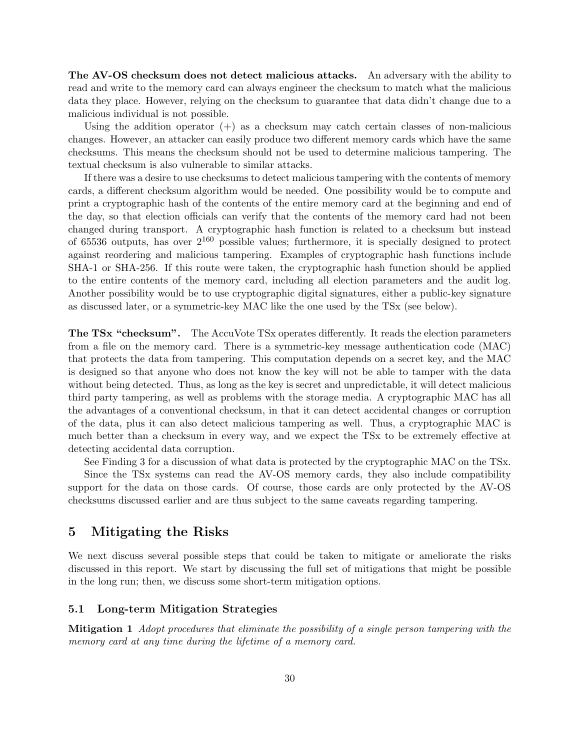**The AV-OS checksum does not detect malicious attacks.** An adversary with the ability to read and write to the memory card can always engineer the checksum to match what the malicious data they place. However, relying on the checksum to guarantee that data didn't change due to a malicious individual is not possible.

Using the addition operator (+) as a checksum may catch certain classes of non-malicious changes. However, an attacker can easily produce two different memory cards which have the same checksums. This means the checksum should not be used to determine malicious tampering. The textual checksum is also vulnerable to similar attacks.

If there was a desire to use checksums to detect malicious tampering with the contents of memory cards, a different checksum algorithm would be needed. One possibility would be to compute and print a cryptographic hash of the contents of the entire memory card at the beginning and end of the day, so that election officials can verify that the contents of the memory card had not been changed during transport. A cryptographic hash function is related to a checksum but instead of 65536 outputs, has over $2^{160}$ possible values; furthermore, it is specially designed to protect against reordering and malicious tampering. Examples of cryptographic hash functions include SHA-1 or SHA-256. If this route were taken, the cryptographic hash function should be applied to the entire contents of the memory card, including all election parameters and the audit log. Another possibility would be to use cryptographic digital signatures, either a public-key signature as discussed later, or a symmetric-key MAC like the one used by the TSx (see below).

**The TSx "checksum".** The AccuVote TSx operates differently. It reads the election parameters from a file on the memory card. There is a symmetric-key message authentication code (MAC) that protects the data from tampering. This computation depends on a secret key, and the MAC is designed so that anyone who does not know the key will not be able to tamper with the data without being detected. Thus, as long as the key is secret and unpredictable, it will detect malicious third party tampering, as well as problems with the storage media. A cryptographic MAC has all the advantages of a conventional checksum, in that it can detect accidental changes or corruption of the data, plus it can also detect malicious tampering as well. Thus, a cryptographic MAC is much better than a checksum in every way, and we expect the TSx to be extremely effective at detecting accidental data corruption.

See Finding 3 for a discussion of what data is protected by the cryptographic MAC on the TSx.

Since the TSx systems can read the AV-OS memory cards, they also include compatibility support for the data on those cards. Of course, those cards are only protected by the AV-OS checksums discussed earlier and are thus subject to the same caveats regarding tampering.

## 5 Mitigating the Risks

We next discuss several possible steps that could be taken to mitigate or ameliorate the risks discussed in this report. We start by discussing the full set of mitigations that might be possible in the long run; then, we discuss some short-term mitigation options.

### 5.1 Long-term Mitigation Strategies

**Mitigation 1** *Adopt procedures that eliminate the possibility of a single person tampering with the memory card at any time during the lifetime of a memory card.*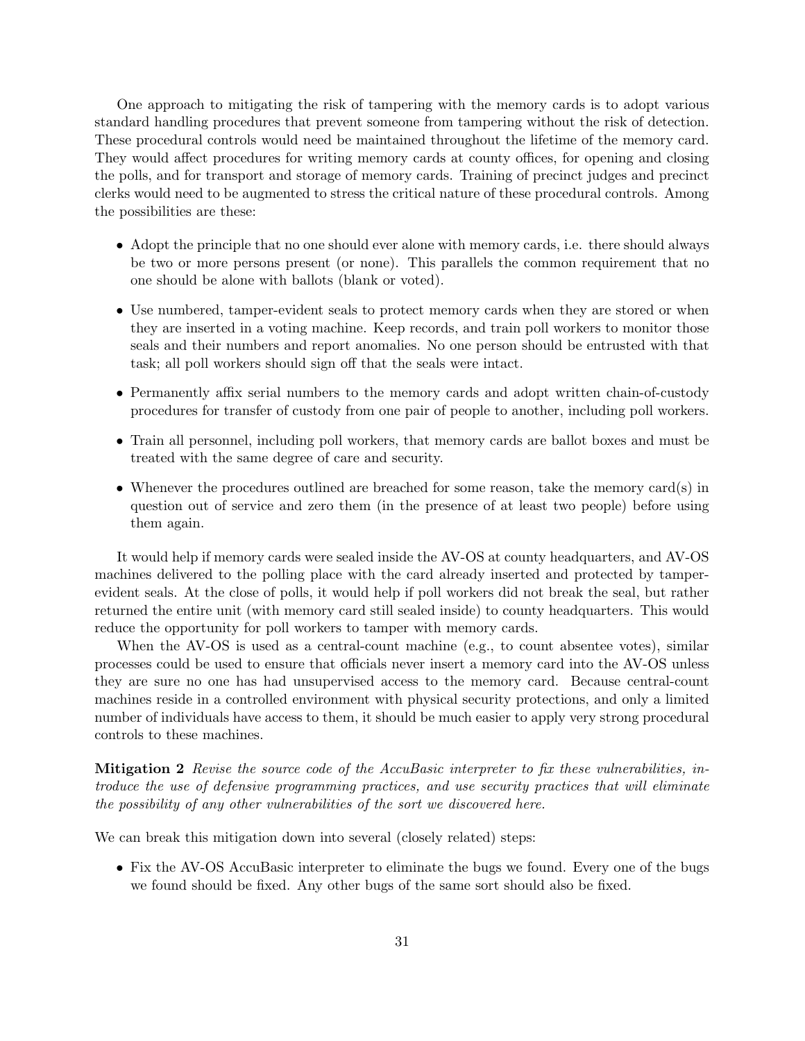One approach to mitigating the risk of tampering with the memory cards is to adopt various standard handling procedures that prevent someone from tampering without the risk of detection. These procedural controls would need be maintained throughout the lifetime of the memory card. They would affect procedures for writing memory cards at county offices, for opening and closing the polls, and for transport and storage of memory cards. Training of precinct judges and precinct clerks would need to be augmented to stress the critical nature of these procedural controls. Among the possibilities are these:

- Adopt the principle that no one should ever alone with memory cards, i.e. there should always be two or more persons present (or none). This parallels the common requirement that no one should be alone with ballots (blank or voted).
- Use numbered, tamper-evident seals to protect memory cards when they are stored or when they are inserted in a voting machine. Keep records, and train poll workers to monitor those seals and their numbers and report anomalies. No one person should be entrusted with that task; all poll workers should sign off that the seals were intact.
- Permanently affix serial numbers to the memory cards and adopt written chain-of-custody procedures for transfer of custody from one pair of people to another, including poll workers.
- Train all personnel, including poll workers, that memory cards are ballot boxes and must be treated with the same degree of care and security.
- Whenever the procedures outlined are breached for some reason, take the memory card(s) in question out of service and zero them (in the presence of at least two people) before using them again.

It would help if memory cards were sealed inside the AV-OS at county headquarters, and AV-OS machines delivered to the polling place with the card already inserted and protected by tamper-evident seals. At the close of polls, it would help if poll workers did not break the seal, but rather returned the entire unit (with memory card still sealed inside) to county headquarters. This would reduce the opportunity for poll workers to tamper with memory cards.

When the AV-OS is used as a central-count machine (e.g., to count absentee votes), similar processes could be used to ensure that officials never insert a memory card into the AV-OS unless they are sure no one has had unsupervised access to the memory card. Because central-count machines reside in a controlled environment with physical security protections, and only a limited number of individuals have access to them, it should be much easier to apply very strong procedural controls to these machines.

**Mitigation 2** *Revise the source code of the AccuBasic interpreter to fix these vulnerabilities, introduce the use of defensive programming practices, and use security practices that will eliminate the possibility of any other vulnerabilities of the sort we discovered here.*

We can break this mitigation down into several (closely related) steps:

- Fix the AV-OS AccuBasic interpreter to eliminate the bugs we found. Every one of the bugs we found should be fixed. Any other bugs of the same sort should also be fixed.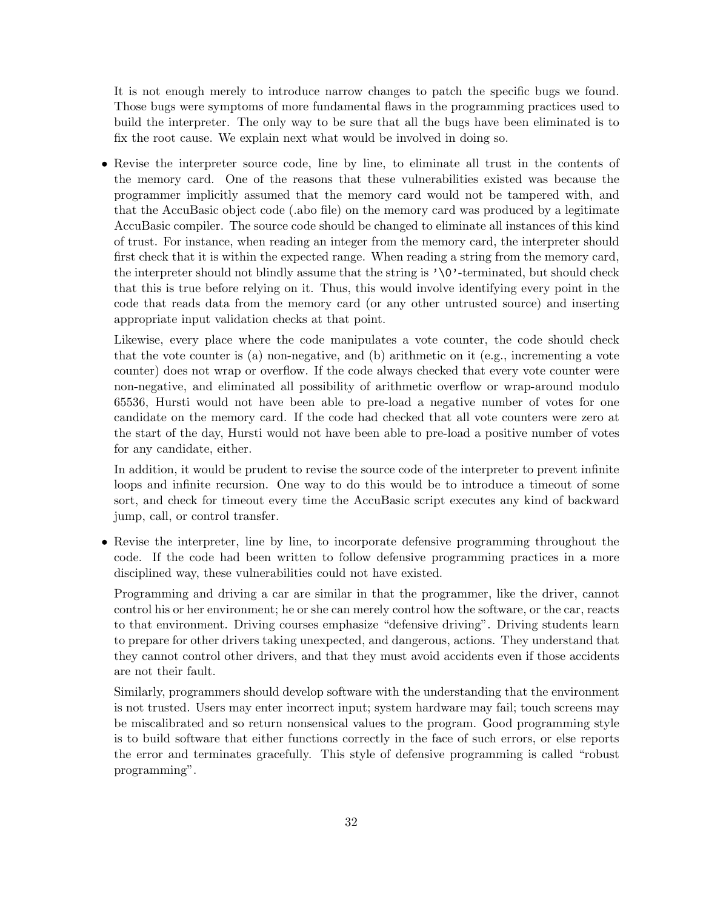It is not enough merely to introduce narrow changes to patch the specific bugs we found. Those bugs were symptoms of more fundamental flaws in the programming practices used to build the interpreter. The only way to be sure that all the bugs have been eliminated is to fix the root cause. We explain next what would be involved in doing so.

- Revise the interpreter source code, line by line, to eliminate all trust in the contents of the memory card. One of the reasons that these vulnerabilities existed was because the programmer implicitly assumed that the memory card would not be tampered with, and that the AccuBasic object code (.abo file) on the memory card was produced by a legitimate AccuBasic compiler. The source code should be changed to eliminate all instances of this kind of trust. For instance, when reading an integer from the memory card, the interpreter should first check that it is within the expected range. When reading a string from the memory card, the interpreter should not blindly assume that the string is `'\0'`-terminated, but should check that this is true before relying on it. Thus, this would involve identifying every point in the code that reads data from the memory card (or any other untrusted source) and inserting appropriate input validation checks at that point.

  Likewise, every place where the code manipulates a vote counter, the code should check that the vote counter is (a) non-negative, and (b) arithmetic on it (e.g., incrementing a vote counter) does not wrap or overflow. If the code always checked that every vote counter were non-negative, and eliminated all possibility of arithmetic overflow or wrap-around modulo 65536, Hursti would not have been able to pre-load a negative number of votes for one candidate on the memory card. If the code had checked that all vote counters were zero at the start of the day, Hursti would not have been able to pre-load a positive number of votes for any candidate, either.

  In addition, it would be prudent to revise the source code of the interpreter to prevent infinite loops and infinite recursion. One way to do this would be to introduce a timeout of some sort, and check for timeout every time the AccuBasic script executes any kind of backward jump, call, or control transfer.

- Revise the interpreter, line by line, to incorporate defensive programming throughout the code. If the code had been written to follow defensive programming practices in a more disciplined way, these vulnerabilities could not have existed.

  Programming and driving a car are similar in that the programmer, like the driver, cannot control his or her environment; he or she can merely control how the software, or the car, reacts to that environment. Driving courses emphasize "defensive driving". Driving students learn to prepare for other drivers taking unexpected, and dangerous, actions. They understand that they cannot control other drivers, and that they must avoid accidents even if those accidents are not their fault.

  Similarly, programmers should develop software with the understanding that the environment is not trusted. Users may enter incorrect input; system hardware may fail; touch screens may be miscalibrated and so return nonsensical values to the program. Good programming style is to build software that either functions correctly in the face of such errors, or else reports the error and terminates gracefully. This style of defensive programming is called "robust programming".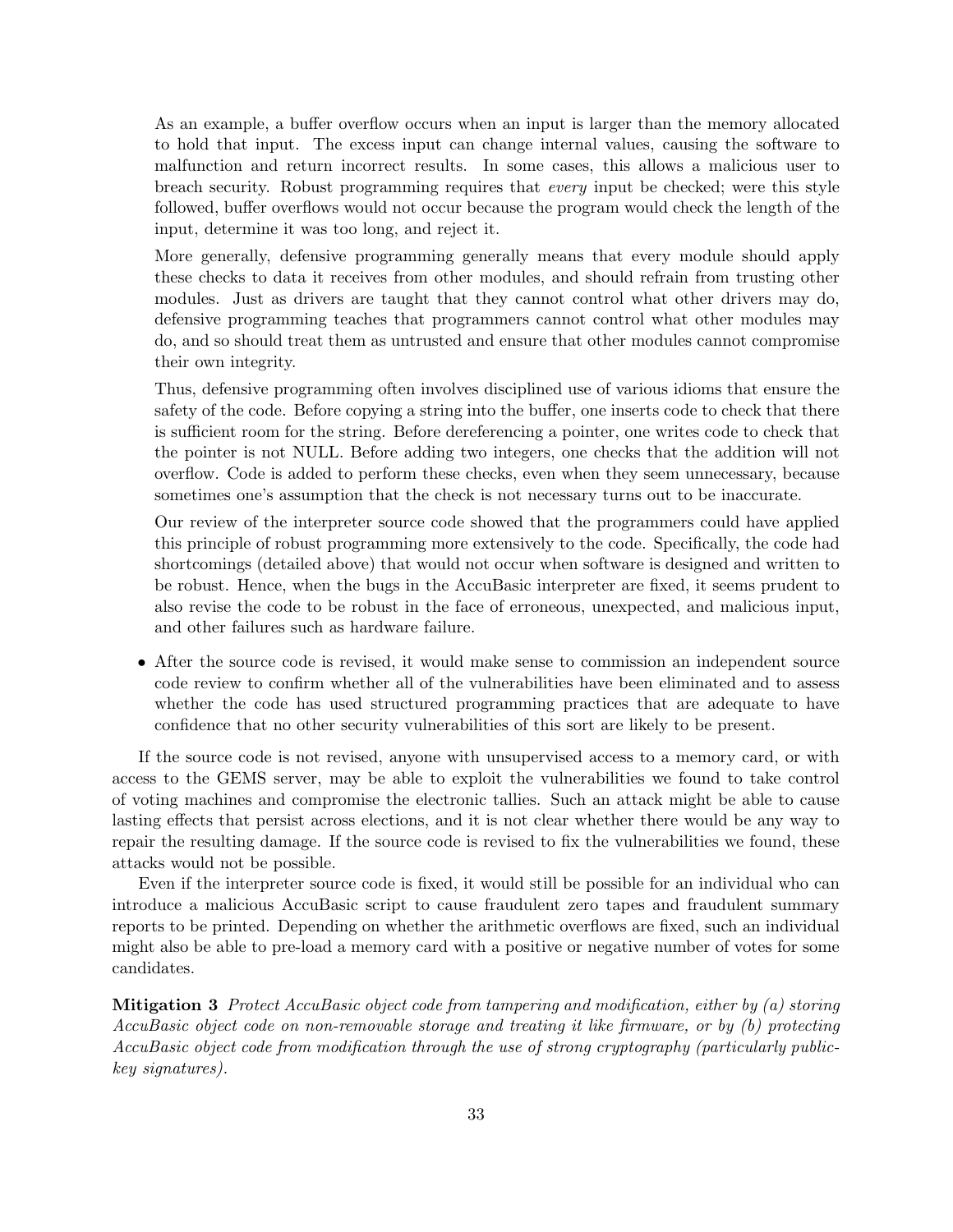As an example, a buffer overflow occurs when an input is larger than the memory allocated to hold that input. The excess input can change internal values, causing the software to malfunction and return incorrect results. In some cases, this allows a malicious user to breach security. Robust programming requires that *every* input be checked; were this style followed, buffer overflows would not occur because the program would check the length of the input, determine it was too long, and reject it.

More generally, defensive programming generally means that every module should apply these checks to data it receives from other modules, and should refrain from trusting other modules. Just as drivers are taught that they cannot control what other drivers may do, defensive programming teaches that programmers cannot control what other modules may do, and so should treat them as untrusted and ensure that other modules cannot compromise their own integrity.

Thus, defensive programming often involves disciplined use of various idioms that ensure the safety of the code. Before copying a string into the buffer, one inserts code to check that there is sufficient room for the string. Before dereferencing a pointer, one writes code to check that the pointer is not NULL. Before adding two integers, one checks that the addition will not overflow. Code is added to perform these checks, even when they seem unnecessary, because sometimes one's assumption that the check is not necessary turns out to be inaccurate.

Our review of the interpreter source code showed that the programmers could have applied this principle of robust programming more extensively to the code. Specifically, the code had shortcomings (detailed above) that would not occur when software is designed and written to be robust. Hence, when the bugs in the AccuBasic interpreter are fixed, it seems prudent to also revise the code to be robust in the face of erroneous, unexpected, and malicious input, and other failures such as hardware failure.

- After the source code is revised, it would make sense to commission an independent source code review to confirm whether all of the vulnerabilities have been eliminated and to assess whether the code has used structured programming practices that are adequate to have confidence that no other security vulnerabilities of this sort are likely to be present.

If the source code is not revised, anyone with unsupervised access to a memory card, or with access to the GEMS server, may be able to exploit the vulnerabilities we found to take control of voting machines and compromise the electronic tallies. Such an attack might be able to cause lasting effects that persist across elections, and it is not clear whether there would be any way to repair the resulting damage. If the source code is revised to fix the vulnerabilities we found, these attacks would not be possible.

Even if the interpreter source code is fixed, it would still be possible for an individual who can introduce a malicious AccuBasic script to cause fraudulent zero tapes and fraudulent summary reports to be printed. Depending on whether the arithmetic overflows are fixed, such an individual might also be able to pre-load a memory card with a positive or negative number of votes for some candidates.

**Mitigation 3** *Protect AccuBasic object code from tampering and modification, either by (a) storing AccuBasic object code on non-removable storage and treating it like firmware, or by (b) protecting AccuBasic object code from modification through the use of strong cryptography (particularly public-key signatures).*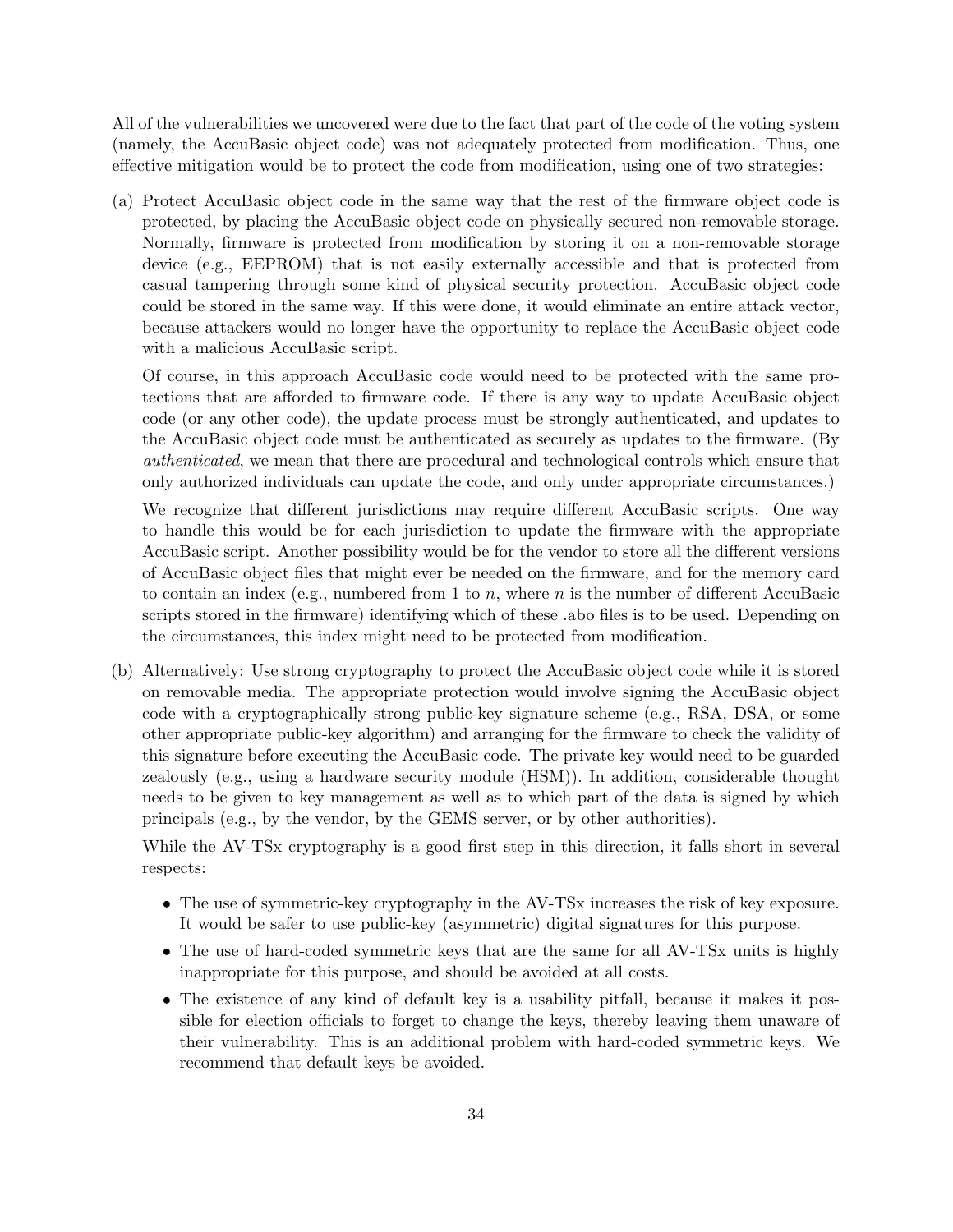All of the vulnerabilities we uncovered were due to the fact that part of the code of the voting system (namely, the AccuBasic object code) was not adequately protected from modification. Thus, one effective mitigation would be to protect the code from modification, using one of two strategies:

(a) Protect AccuBasic object code in the same way that the rest of the firmware object code is protected, by placing the AccuBasic object code on physically secured non-removable storage. Normally, firmware is protected from modification by storing it on a non-removable storage device (e.g., EEPROM) that is not easily externally accessible and that is protected from casual tampering through some kind of physical security protection. AccuBasic object code could be stored in the same way. If this were done, it would eliminate an entire attack vector, because attackers would no longer have the opportunity to replace the AccuBasic object code with a malicious AccuBasic script.

   Of course, in this approach AccuBasic code would need to be protected with the same protections that are afforded to firmware code. If there is any way to update AccuBasic object code (or any other code), the update process must be strongly authenticated, and updates to the AccuBasic object code must be authenticated as securely as updates to the firmware. (By *authenticated*, we mean that there are procedural and technological controls which ensure that only authorized individuals can update the code, and only under appropriate circumstances.)

   We recognize that different jurisdictions may require different AccuBasic scripts. One way to handle this would be for each jurisdiction to update the firmware with the appropriate AccuBasic script. Another possibility would be for the vendor to store all the different versions of AccuBasic object files that might ever be needed on the firmware, and for the memory card to contain an index (e.g., numbered from 1 to $n$, where $n$ is the number of different AccuBasic scripts stored in the firmware) identifying which of these .abo files is to be used. Depending on the circumstances, this index might need to be protected from modification.

(b) Alternatively: Use strong cryptography to protect the AccuBasic object code while it is stored on removable media. The appropriate protection would involve signing the AccuBasic object code with a cryptographically strong public-key signature scheme (e.g., RSA, DSA, or some other appropriate public-key algorithm) and arranging for the firmware to check the validity of this signature before executing the AccuBasic code. The private key would need to be guarded zealously (e.g., using a hardware security module (HSM)). In addition, considerable thought needs to be given to key management as well as to which part of the data is signed by which principals (e.g., by the vendor, by the GEMS server, or by other authorities).

   While the AV-TSx cryptography is a good first step in this direction, it falls short in several respects:

   - The use of symmetric-key cryptography in the AV-TSx increases the risk of key exposure. It would be safer to use public-key (asymmetric) digital signatures for this purpose.
   - The use of hard-coded symmetric keys that are the same for all AV-TSx units is highly inappropriate for this purpose, and should be avoided at all costs.
   - The existence of any kind of default key is a usability pitfall, because it makes it possible for election officials to forget to change the keys, thereby leaving them unaware of their vulnerability. This is an additional problem with hard-coded symmetric keys. We recommend that default keys be avoided.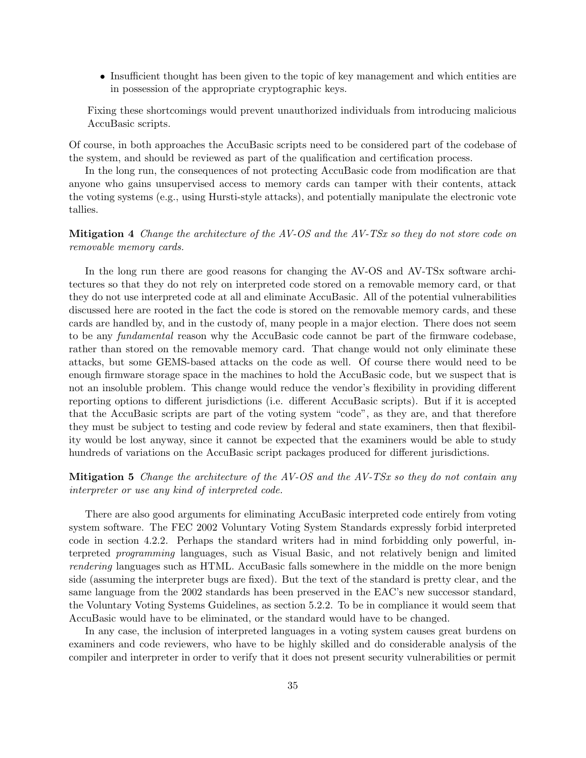- Insufficient thought has been given to the topic of key management and which entities are in possession of the appropriate cryptographic keys.

Fixing these shortcomings would prevent unauthorized individuals from introducing malicious AccuBasic scripts.

Of course, in both approaches the AccuBasic scripts need to be considered part of the codebase of the system, and should be reviewed as part of the qualification and certification process.

In the long run, the consequences of not protecting AccuBasic code from modification are that anyone who gains unsupervised access to memory cards can tamper with their contents, attack the voting systems (e.g., using Hursti-style attacks), and potentially manipulate the electronic vote tallies.

**Mitigation 4** *Change the architecture of the AV-OS and the AV-TSx so they do not store code on removable memory cards.*

In the long run there are good reasons for changing the AV-OS and AV-TSx software architectures so that they do not rely on interpreted code stored on a removable memory card, or that they do not use interpreted code at all and eliminate AccuBasic. All of the potential vulnerabilities discussed here are rooted in the fact the code is stored on the removable memory cards, and these cards are handled by, and in the custody of, many people in a major election. There does not seem to be any *fundamental* reason why the AccuBasic code cannot be part of the firmware codebase, rather than stored on the removable memory card. That change would not only eliminate these attacks, but some GEMS-based attacks on the code as well. Of course there would need to be enough firmware storage space in the machines to hold the AccuBasic code, but we suspect that is not an insoluble problem. This change would reduce the vendor's flexibility in providing different reporting options to different jurisdictions (i.e. different AccuBasic scripts). But if it is accepted that the AccuBasic scripts are part of the voting system "code", as they are, and that therefore they must be subject to testing and code review by federal and state examiners, then that flexibility would be lost anyway, since it cannot be expected that the examiners would be able to study hundreds of variations on the AccuBasic script packages produced for different jurisdictions.

**Mitigation 5** *Change the architecture of the AV-OS and the AV-TSx so they do not contain any interpreter or use any kind of interpreted code.*

There are also good arguments for eliminating AccuBasic interpreted code entirely from voting system software. The FEC 2002 Voluntary Voting System Standards expressly forbid interpreted code in section 4.2.2. Perhaps the standard writers had in mind forbidding only powerful, interpreted *programming* languages, such as Visual Basic, and not relatively benign and limited *rendering* languages such as HTML. AccuBasic falls somewhere in the middle on the more benign side (assuming the interpreter bugs are fixed). But the text of the standard is pretty clear, and the same language from the 2002 standards has been preserved in the EAC's new successor standard, the Voluntary Voting Systems Guidelines, as section 5.2.2. To be in compliance it would seem that AccuBasic would have to be eliminated, or the standard would have to be changed.

In any case, the inclusion of interpreted languages in a voting system causes great burdens on examiners and code reviewers, who have to be highly skilled and do considerable analysis of the compiler and interpreter in order to verify that it does not present security vulnerabilities or permit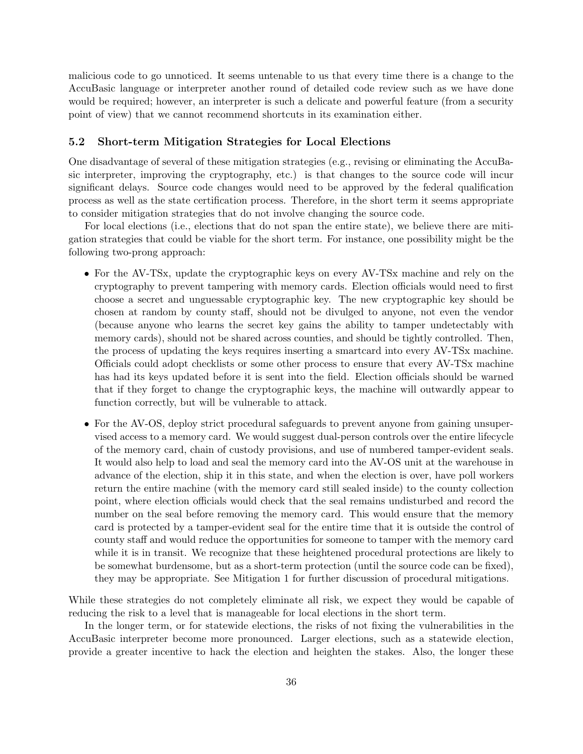malicious code to go unnoticed. It seems untenable to us that every time there is a change to the AccuBasic language or interpreter another round of detailed code review such as we have done would be required; however, an interpreter is such a delicate and powerful feature (from a security point of view) that we cannot recommend shortcuts in its examination either.

### 5.2 Short-term Mitigation Strategies for Local Elections

One disadvantage of several of these mitigation strategies (e.g., revising or eliminating the AccuBasic interpreter, improving the cryptography, etc.) is that changes to the source code will incur significant delays. Source code changes would need to be approved by the federal qualification process as well as the state certification process. Therefore, in the short term it seems appropriate to consider mitigation strategies that do not involve changing the source code.

For local elections (i.e., elections that do not span the entire state), we believe there are mitigation strategies that could be viable for the short term. For instance, one possibility might be the following two-prong approach:

- For the AV-TSx, update the cryptographic keys on every AV-TSx machine and rely on the cryptography to prevent tampering with memory cards. Election officials would need to first choose a secret and unguessable cryptographic key. The new cryptographic key should be chosen at random by county staff, should not be divulged to anyone, not even the vendor (because anyone who learns the secret key gains the ability to tamper undetectably with memory cards), should not be shared across counties, and should be tightly controlled. Then, the process of updating the keys requires inserting a smartcard into every AV-TSx machine. Officials could adopt checklists or some other process to ensure that every AV-TSx machine has had its keys updated before it is sent into the field. Election officials should be warned that if they forget to change the cryptographic keys, the machine will outwardly appear to function correctly, but will be vulnerable to attack.
- For the AV-OS, deploy strict procedural safeguards to prevent anyone from gaining unsupervised access to a memory card. We would suggest dual-person controls over the entire lifecycle of the memory card, chain of custody provisions, and use of numbered tamper-evident seals. It would also help to load and seal the memory card into the AV-OS unit at the warehouse in advance of the election, ship it in this state, and when the election is over, have poll workers return the entire machine (with the memory card still sealed inside) to the county collection point, where election officials would check that the seal remains undisturbed and record the number on the seal before removing the memory card. This would ensure that the memory card is protected by a tamper-evident seal for the entire time that it is outside the control of county staff and would reduce the opportunities for someone to tamper with the memory card while it is in transit. We recognize that these heightened procedural protections are likely to be somewhat burdensome, but as a short-term protection (until the source code can be fixed), they may be appropriate. See Mitigation 1 for further discussion of procedural mitigations.

While these strategies do not completely eliminate all risk, we expect they would be capable of reducing the risk to a level that is manageable for local elections in the short term.

In the longer term, or for statewide elections, the risks of not fixing the vulnerabilities in the AccuBasic interpreter become more pronounced. Larger elections, such as a statewide election, provide a greater incentive to hack the election and heighten the stakes. Also, the longer these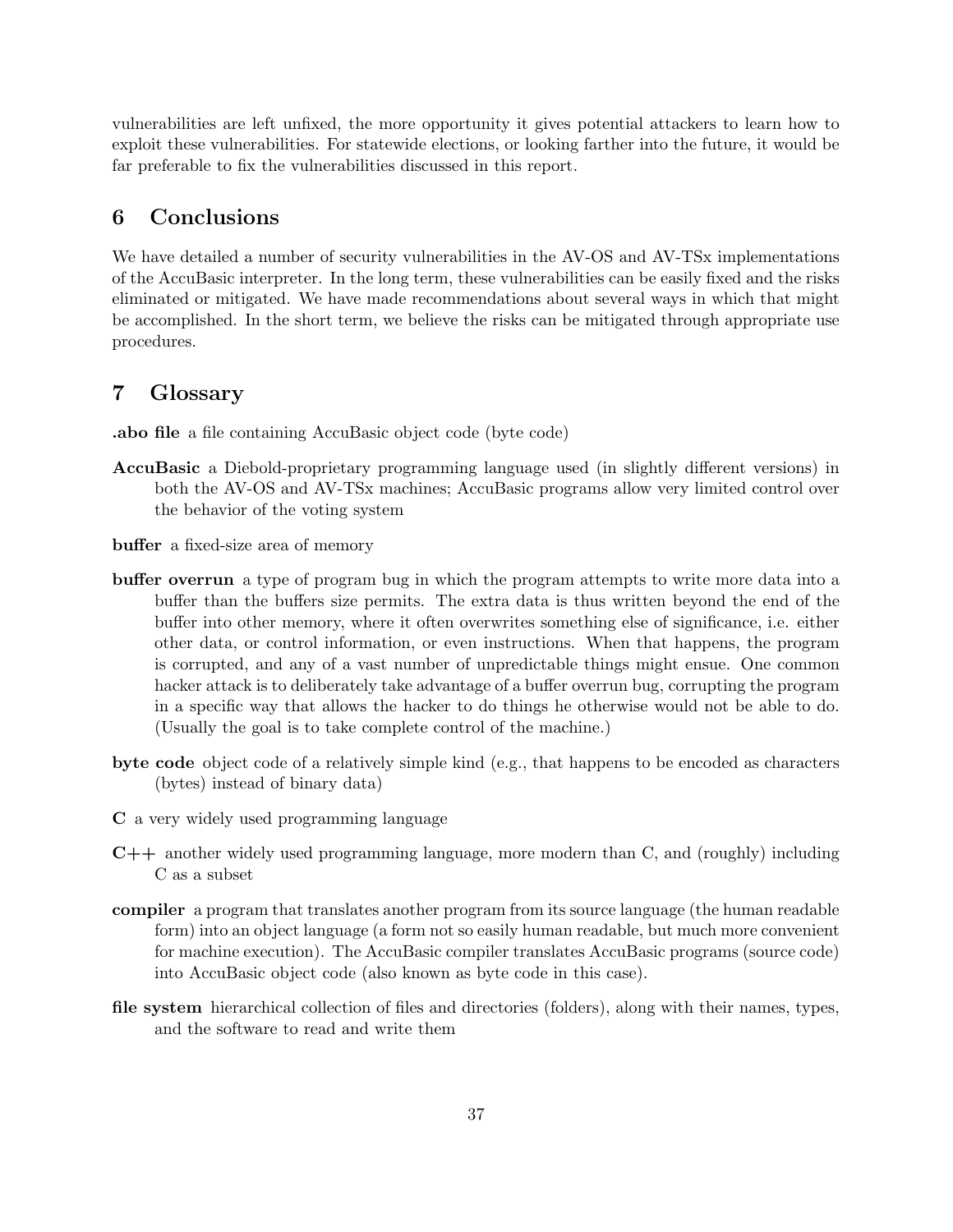vulnerabilities are left unfixed, the more opportunity it gives potential attackers to learn how to exploit these vulnerabilities. For statewide elections, or looking farther into the future, it would be far preferable to fix the vulnerabilities discussed in this report.

## 6 Conclusions

We have detailed a number of security vulnerabilities in the AV-OS and AV-TSx implementations of the AccuBasic interpreter. In the long term, these vulnerabilities can be easily fixed and the risks eliminated or mitigated. We have made recommendations about several ways in which that might be accomplished. In the short term, we believe the risks can be mitigated through appropriate use procedures.

## 7 Glossary

**.abo file** a file containing AccuBasic object code (byte code)

**AccuBasic** a Diebold-proprietary programming language used (in slightly different versions) in both the AV-OS and AV-TSx machines; AccuBasic programs allow very limited control over the behavior of the voting system

**buffer** a fixed-size area of memory

**buffer overrun** a type of program bug in which the program attempts to write more data into a buffer than the buffers size permits. The extra data is thus written beyond the end of the buffer into other memory, where it often overwrites something else of significance, i.e. either other data, or control information, or even instructions. When that happens, the program is corrupted, and any of a vast number of unpredictable things might ensue. One common hacker attack is to deliberately take advantage of a buffer overrun bug, corrupting the program in a specific way that allows the hacker to do things he otherwise would not be able to do. (Usually the goal is to take complete control of the machine.)

**byte code** object code of a relatively simple kind (e.g., that happens to be encoded as characters (bytes) instead of binary data)

**C** a very widely used programming language

**C++** another widely used programming language, more modern than C, and (roughly) including C as a subset

**compiler** a program that translates another program from its source language (the human readable form) into an object language (a form not so easily human readable, but much more convenient for machine execution). The AccuBasic compiler translates AccuBasic programs (source code) into AccuBasic object code (also known as byte code in this case).

**file system** hierarchical collection of files and directories (folders), along with their names, types, and the software to read and write them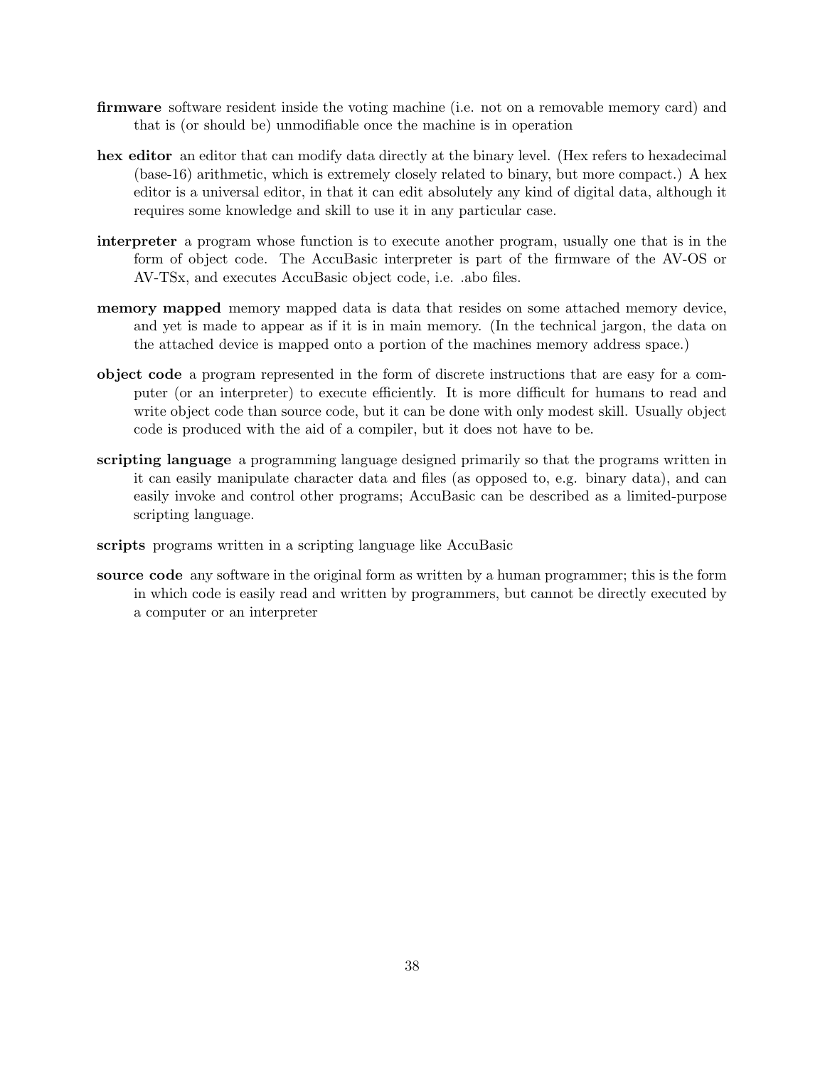**firmware** software resident inside the voting machine (i.e. not on a removable memory card) and that is (or should be) unmodifiable once the machine is in operation

**hex editor** an editor that can modify data directly at the binary level. (Hex refers to hexadecimal (base-16) arithmetic, which is extremely closely related to binary, but more compact.) A hex editor is a universal editor, in that it can edit absolutely any kind of digital data, although it requires some knowledge and skill to use it in any particular case.

**interpreter** a program whose function is to execute another program, usually one that is in the form of object code. The AccuBasic interpreter is part of the firmware of the AV-OS or AV-TSx, and executes AccuBasic object code, i.e. .abo files.

**memory mapped** memory mapped data is data that resides on some attached memory device, and yet is made to appear as if it is in main memory. (In the technical jargon, the data on the attached device is mapped onto a portion of the machines memory address space.)

**object code** a program represented in the form of discrete instructions that are easy for a computer (or an interpreter) to execute efficiently. It is more difficult for humans to read and write object code than source code, but it can be done with only modest skill. Usually object code is produced with the aid of a compiler, but it does not have to be.

**scripting language** a programming language designed primarily so that the programs written in it can easily manipulate character data and files (as opposed to, e.g. binary data), and can easily invoke and control other programs; AccuBasic can be described as a limited-purpose scripting language.

**scripts** programs written in a scripting language like AccuBasic

**source code** any software in the original form as written by a human programmer; this is the form in which code is easily read and written by programmers, but cannot be directly executed by a computer or an interpreter